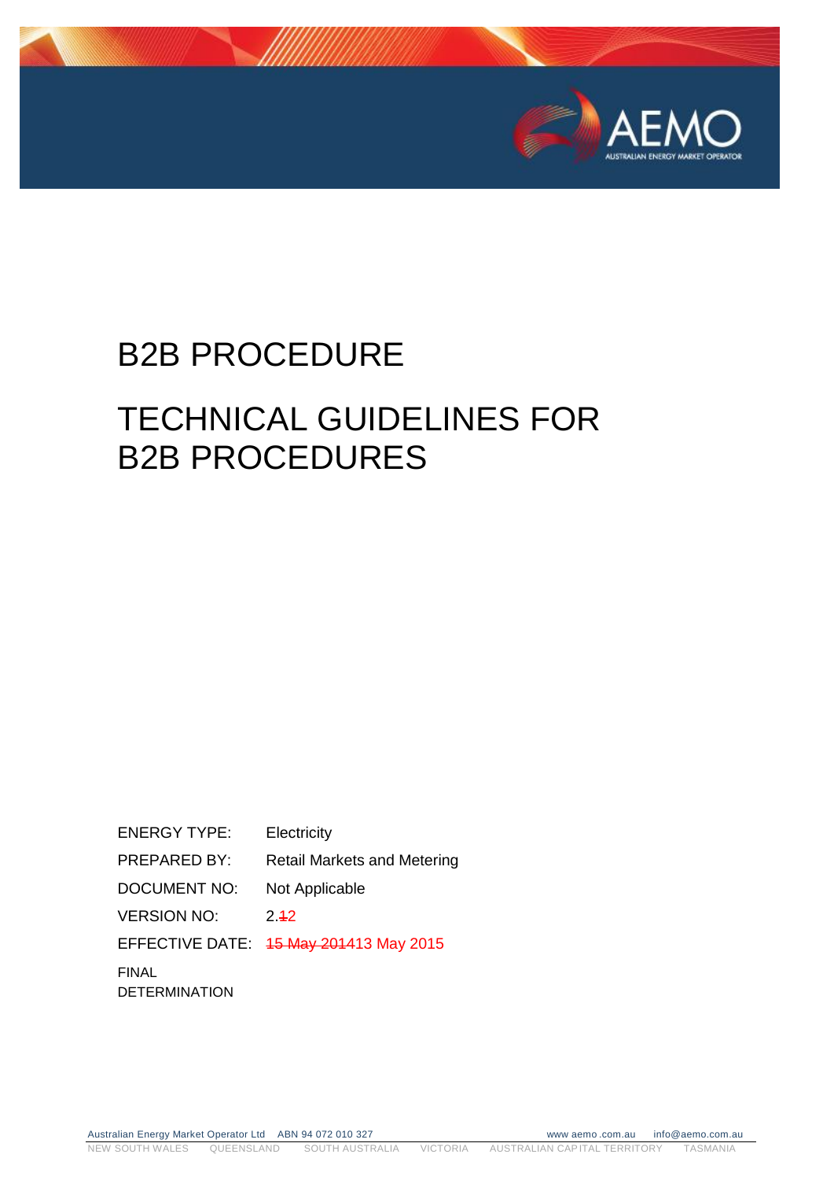# B2B PROCEDURE

# TECHNICAL GUIDELINES FOR B2B PROCEDURES

| | |
|---|---|
| ENERGY TYPE: | Electricity |
| PREPARED BY: | Retail Markets and Metering |
| DOCUMENT NO: | Not Applicable |
| VERSION NO: | 2.~~1~~2 |
| EFFECTIVE DATE: | ~~15 May 2014~~13 May 2015 |

FINAL DETERMINATION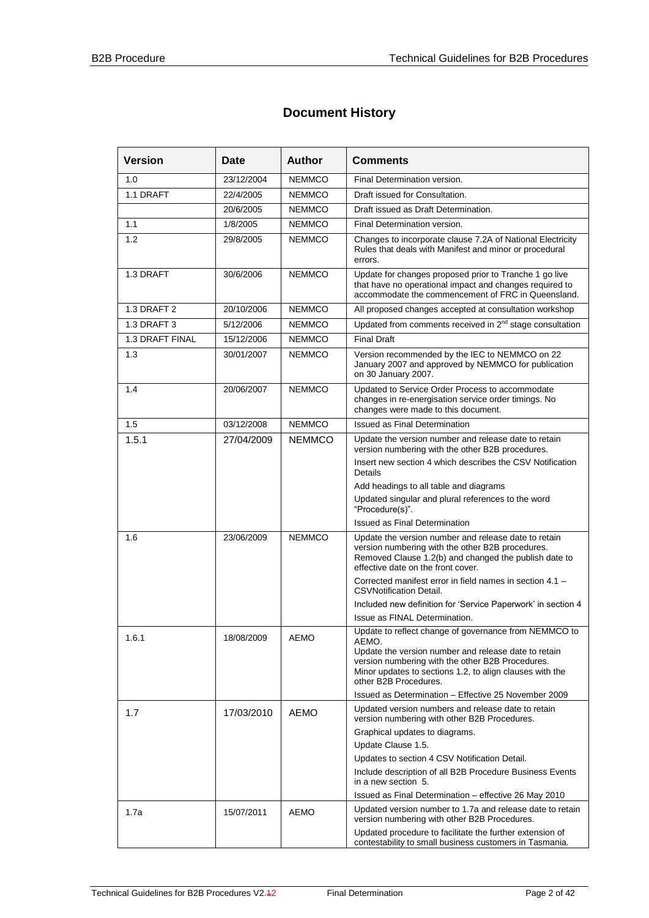# Document History

| Version | Date | Author | Comments |
|---|---|---|---|
| 1.0 | 23/12/2004 | NEMMCO | Final Determination version. |
| 1.1 DRAFT | 22/4/2005 | NEMMCO | Draft issued for Consultation. |
| | 20/6/2005 | NEMMCO | Draft issued as Draft Determination. |
| 1.1 | 1/8/2005 | NEMMCO | Final Determination version. |
| 1.2 | 29/8/2005 | NEMMCO | Changes to incorporate clause 7.2A of National Electricity Rules that deals with Manifest and minor or procedural errors. |
| 1.3 DRAFT | 30/6/2006 | NEMMCO | Update for changes proposed prior to Tranche 1 go live that have no operational impact and changes required to accommodate the commencement of FRC in Queensland. |
| 1.3 DRAFT 2 | 20/10/2006 | NEMMCO | All proposed changes accepted at consultation workshop |
| 1.3 DRAFT 3 | 5/12/2006 | NEMMCO | Updated from comments received in 2nd stage consultation |
| 1.3 DRAFT FINAL | 15/12/2006 | NEMMCO | Final Draft |
| 1.3 | 30/01/2007 | NEMMCO | Version recommended by the IEC to NEMMCO on 22 January 2007 and approved by NEMMCO for publication on 30 January 2007. |
| 1.4 | 20/06/2007 | NEMMCO | Updated to Service Order Process to accommodate changes in re-energisation service order timings. No changes were made to this document. |
| 1.5 | 03/12/2008 | NEMMCO | Issued as Final Determination |
| 1.5.1 | 27/04/2009 | NEMMCO | Update the version number and release date to retain version numbering with the other B2B procedures.<br>Insert new section 4 which describes the CSV Notification Details<br>Add headings to all table and diagrams<br>Updated singular and plural references to the word "Procedure(s)".<br>Issued as Final Determination |
| 1.6 | 23/06/2009 | NEMMCO | Update the version number and release date to retain version numbering with the other B2B procedures. Removed Clause 1.2(b) and changed the publish date to effective date on the front cover.<br>Corrected manifest error in field names in section 4.1 – CSVNotification Detail.<br>Included new definition for 'Service Paperwork' in section 4<br>Issue as FINAL Determination. |
| 1.6.1 | 18/08/2009 | AEMO | Update to reflect change of governance from NEMMCO to AEMO.<br>Update the version number and release date to retain version numbering with the other B2B Procedures.<br>Minor updates to sections 1.2, to align clauses with the other B2B Procedures.<br>Issued as Determination – Effective 25 November 2009 |
| 1.7 | 17/03/2010 | AEMO | Updated version numbers and release date to retain version numbering with other B2B Procedures.<br>Graphical updates to diagrams.<br>Update Clause 1.5.<br>Updates to section 4 CSV Notification Detail.<br>Include description of all B2B Procedure Business Events in a new section 5.<br>Issued as Final Determination – effective 26 May 2010 |
| 1.7a | 15/07/2011 | AEMO | Updated version number to 1.7a and release date to retain version numbering with other B2B Procedures.<br>Updated procedure to facilitate the further extension of contestability to small business customers in Tasmania. |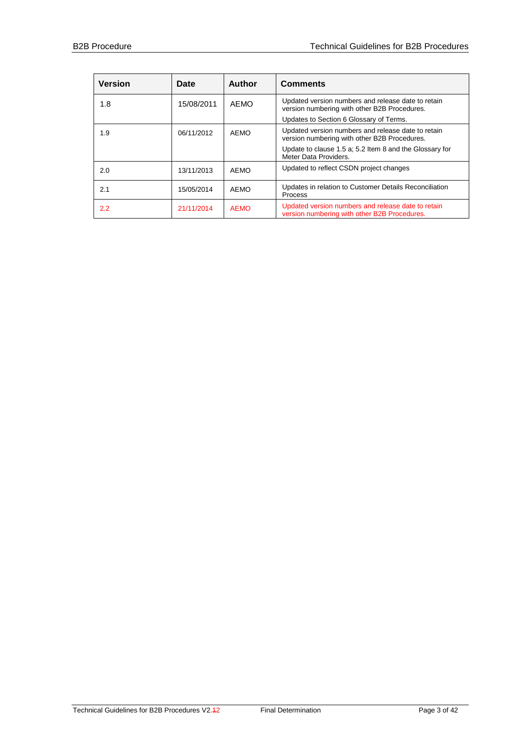| Version | Date | Author | Comments |
| --- | --- | --- | --- |
| 1.8 | 15/08/2011 | AEMO | Updated version numbers and release date to retain version numbering with other B2B Procedures. Updates to Section 6 Glossary of Terms. |
| 1.9 | 06/11/2012 | AEMO | Updated version numbers and release date to retain version numbering with other B2B Procedures. Update to clause 1.5 a; 5.2 Item 8 and the Glossary for Meter Data Providers. |
| 2.0 | 13/11/2013 | AEMO | Updated to reflect CSDN project changes |
| 2.1 | 15/05/2014 | AEMO | Updates in relation to Customer Details Reconciliation Process |
| 2.2 | 21/11/2014 | AEMO | Updated version numbers and release date to retain version numbering with other B2B Procedures. |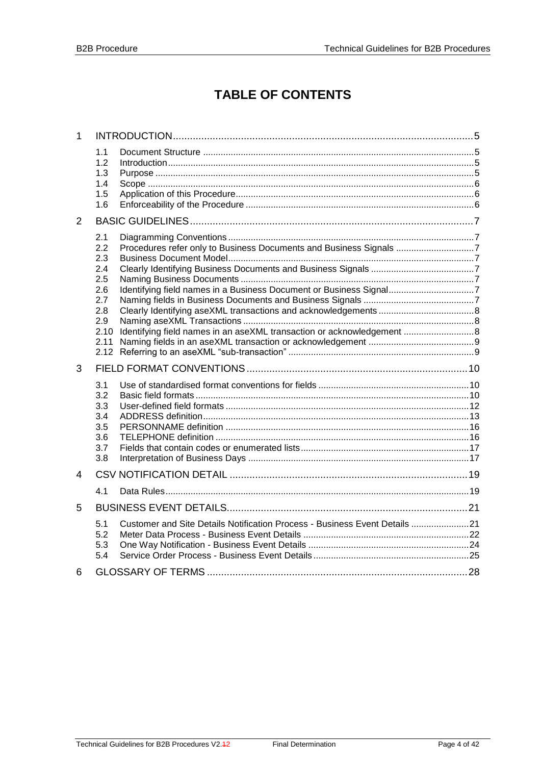# TABLE OF CONTENTS

1 INTRODUCTION .......... 5
- 1.1 Document Structure .......... 5
- 1.2 Introduction .......... 5
- 1.3 Purpose .......... 5
- 1.4 Scope .......... 6
- 1.5 Application of this Procedure .......... 6
- 1.6 Enforceability of the Procedure .......... 6

2 BASIC GUIDELINES .......... 7
- 2.1 Diagramming Conventions .......... 7
- 2.2 Procedures refer only to Business Documents and Business Signals .......... 7
- 2.3 Business Document Model .......... 7
- 2.4 Clearly Identifying Business Documents and Business Signals .......... 7
- 2.5 Naming Business Documents .......... 7
- 2.6 Identifying field names in a Business Document or Business Signal .......... 7
- 2.7 Naming fields in Business Documents and Business Signals .......... 7
- 2.8 Clearly Identifying aseXML transactions and acknowledgements .......... 8
- 2.9 Naming aseXML Transactions .......... 8
- 2.10 Identifying field names in an aseXML transaction or acknowledgement .......... 8
- 2.11 Naming fields in an aseXML transaction or acknowledgement .......... 9
- 2.12 Referring to an aseXML "sub-transaction" .......... 9

3 FIELD FORMAT CONVENTIONS .......... 10
- 3.1 Use of standardised format conventions for fields .......... 10
- 3.2 Basic field formats .......... 10
- 3.3 User-defined field formats .......... 12
- 3.4 ADDRESS definition .......... 13
- 3.5 PERSONNAME definition .......... 16
- 3.6 TELEPHONE definition .......... 16
- 3.7 Fields that contain codes or enumerated lists .......... 17
- 3.8 Interpretation of Business Days .......... 17

4 CSV NOTIFICATION DETAIL .......... 19
- 4.1 Data Rules .......... 19

5 BUSINESS EVENT DETAILS .......... 21
- 5.1 Customer and Site Details Notification Process - Business Event Details .......... 21
- 5.2 Meter Data Process - Business Event Details .......... 22
- 5.3 One Way Notification - Business Event Details .......... 24
- 5.4 Service Order Process - Business Event Details .......... 25

6 GLOSSARY OF TERMS .......... 28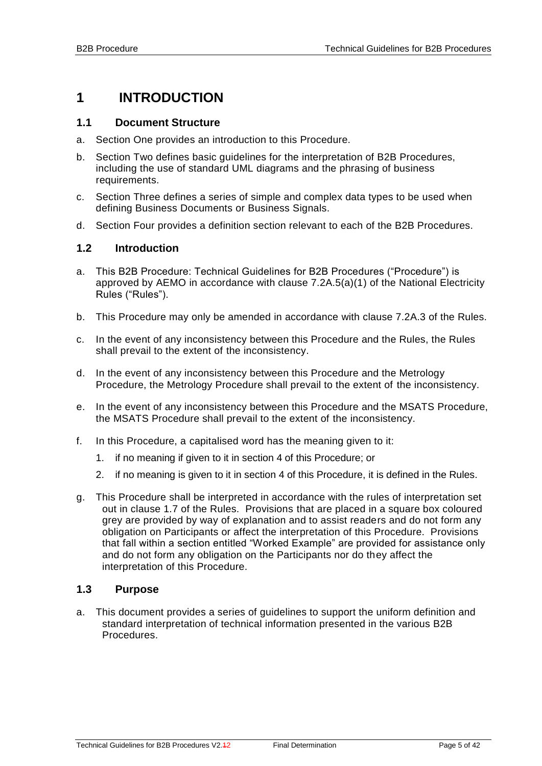# 1 INTRODUCTION

## 1.1 Document Structure

a. Section One provides an introduction to this Procedure.

b. Section Two defines basic guidelines for the interpretation of B2B Procedures, including the use of standard UML diagrams and the phrasing of business requirements.

c. Section Three defines a series of simple and complex data types to be used when defining Business Documents or Business Signals.

d. Section Four provides a definition section relevant to each of the B2B Procedures.

## 1.2 Introduction

a. This B2B Procedure: Technical Guidelines for B2B Procedures ("Procedure") is approved by AEMO in accordance with clause 7.2A.5(a)(1) of the National Electricity Rules ("Rules").

b. This Procedure may only be amended in accordance with clause 7.2A.3 of the Rules.

c. In the event of any inconsistency between this Procedure and the Rules, the Rules shall prevail to the extent of the inconsistency.

d. In the event of any inconsistency between this Procedure and the Metrology Procedure, the Metrology Procedure shall prevail to the extent of the inconsistency.

e. In the event of any inconsistency between this Procedure and the MSATS Procedure, the MSATS Procedure shall prevail to the extent of the inconsistency.

f. In this Procedure, a capitalised word has the meaning given to it:

   1. if no meaning if given to it in section 4 of this Procedure; or

   2. if no meaning is given to it in section 4 of this Procedure, it is defined in the Rules.

g. This Procedure shall be interpreted in accordance with the rules of interpretation set out in clause 1.7 of the Rules. Provisions that are placed in a square box coloured grey are provided by way of explanation and to assist readers and do not form any obligation on Participants or affect the interpretation of this Procedure. Provisions that fall within a section entitled "Worked Example" are provided for assistance only and do not form any obligation on the Participants nor do they affect the interpretation of this Procedure.

## 1.3 Purpose

a. This document provides a series of guidelines to support the uniform definition and standard interpretation of technical information presented in the various B2B Procedures.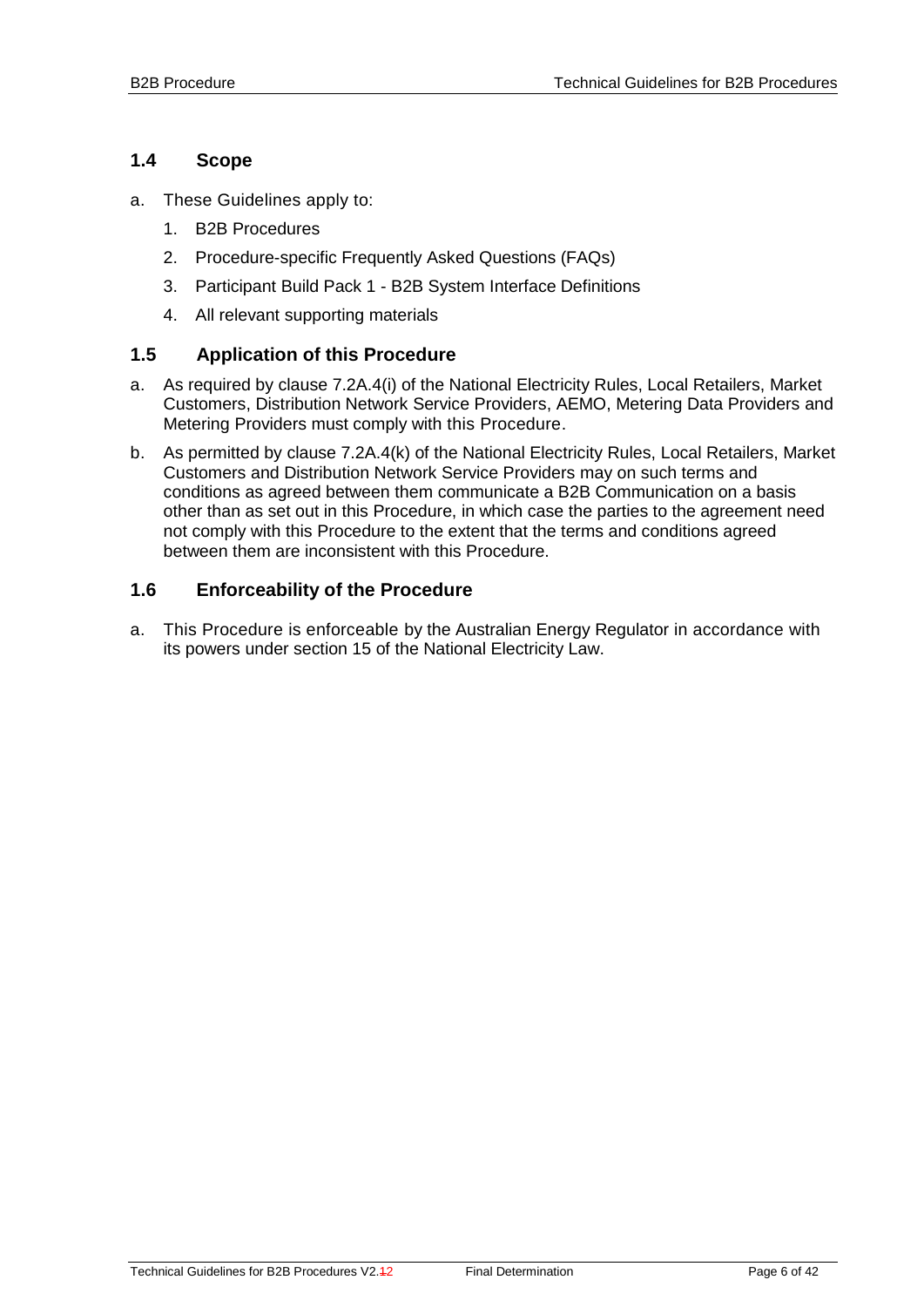## 1.4 Scope

a. These Guidelines apply to:

   1. B2B Procedures
   2. Procedure-specific Frequently Asked Questions (FAQs)
   3. Participant Build Pack 1 - B2B System Interface Definitions
   4. All relevant supporting materials

## 1.5 Application of this Procedure

a. As required by clause 7.2A.4(i) of the National Electricity Rules, Local Retailers, Market Customers, Distribution Network Service Providers, AEMO, Metering Data Providers and Metering Providers must comply with this Procedure.

b. As permitted by clause 7.2A.4(k) of the National Electricity Rules, Local Retailers, Market Customers and Distribution Network Service Providers may on such terms and conditions as agreed between them communicate a B2B Communication on a basis other than as set out in this Procedure, in which case the parties to the agreement need not comply with this Procedure to the extent that the terms and conditions agreed between them are inconsistent with this Procedure.

## 1.6 Enforceability of the Procedure

a. This Procedure is enforceable by the Australian Energy Regulator in accordance with its powers under section 15 of the National Electricity Law.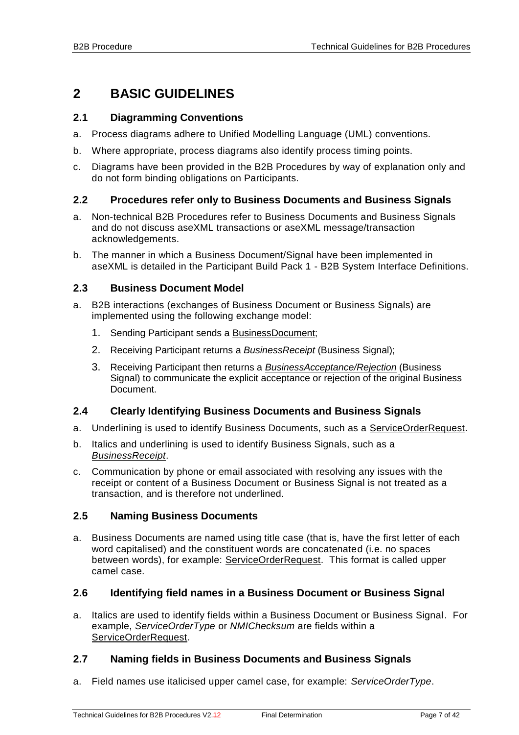# 2 BASIC GUIDELINES

## 2.1 Diagramming Conventions

a. Process diagrams adhere to Unified Modelling Language (UML) conventions.

b. Where appropriate, process diagrams also identify process timing points.

c. Diagrams have been provided in the B2B Procedures by way of explanation only and do not form binding obligations on Participants.

## 2.2 Procedures refer only to Business Documents and Business Signals

a. Non-technical B2B Procedures refer to Business Documents and Business Signals and do not discuss aseXML transactions or aseXML message/transaction acknowledgements.

b. The manner in which a Business Document/Signal have been implemented in aseXML is detailed in the Participant Build Pack 1 - B2B System Interface Definitions.

## 2.3 Business Document Model

a. B2B interactions (exchanges of Business Document or Business Signals) are implemented using the following exchange model:

   1. Sending Participant sends a <u>BusinessDocument</u>;
   2. Receiving Participant returns a <u>*BusinessReceipt*</u> (Business Signal);
   3. Receiving Participant then returns a <u>*BusinessAcceptance/Rejection*</u> (Business Signal) to communicate the explicit acceptance or rejection of the original Business Document.

## 2.4 Clearly Identifying Business Documents and Business Signals

a. Underlining is used to identify Business Documents, such as a <u>ServiceOrderRequest</u>.

b. Italics and underlining is used to identify Business Signals, such as a <u>*BusinessReceipt*</u>.

c. Communication by phone or email associated with resolving any issues with the receipt or content of a Business Document or Business Signal is not treated as a transaction, and is therefore not underlined.

## 2.5 Naming Business Documents

a. Business Documents are named using title case (that is, have the first letter of each word capitalised) and the constituent words are concatenated (i.e. no spaces between words), for example: <u>ServiceOrderRequest</u>. This format is called upper camel case.

## 2.6 Identifying field names in a Business Document or Business Signal

a. Italics are used to identify fields within a Business Document or Business Signal. For example, *ServiceOrderType* or *NMIChecksum* are fields within a <u>ServiceOrderRequest</u>.

## 2.7 Naming fields in Business Documents and Business Signals

a. Field names use italicised upper camel case, for example: *ServiceOrderType*.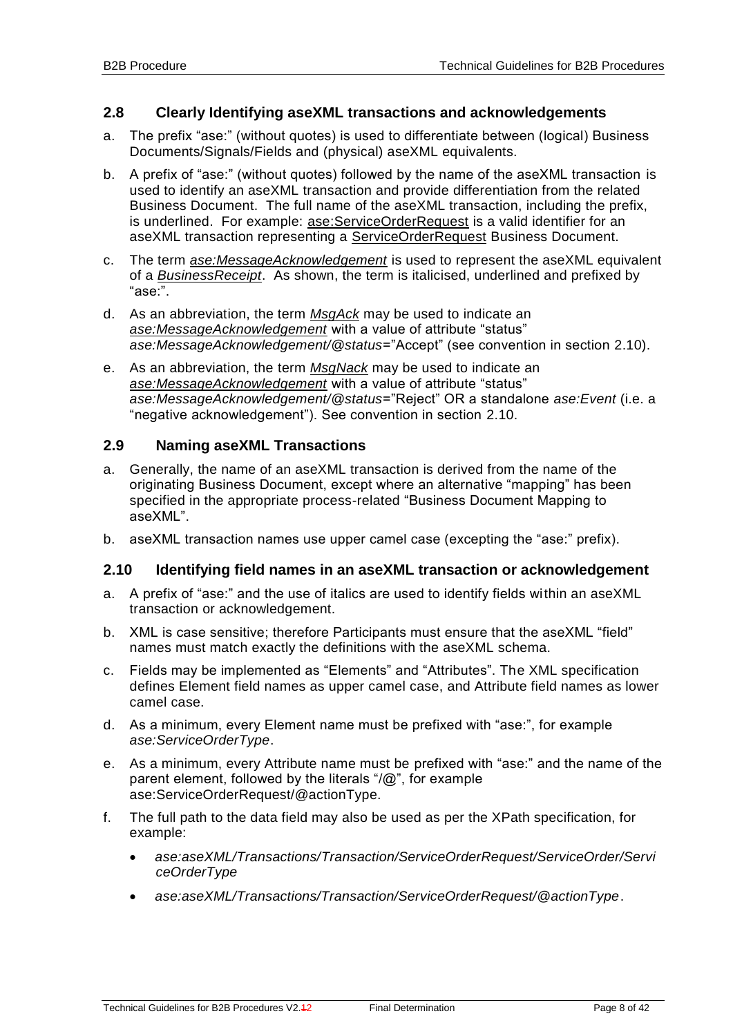## 2.8 Clearly Identifying aseXML transactions and acknowledgements

a. The prefix "ase:" (without quotes) is used to differentiate between (logical) Business Documents/Signals/Fields and (physical) aseXML equivalents.

b. A prefix of "ase:" (without quotes) followed by the name of the aseXML transaction is used to identify an aseXML transaction and provide differentiation from the related Business Document. The full name of the aseXML transaction, including the prefix, is underlined. For example: <u>ase:ServiceOrderRequest</u> is a valid identifier for an aseXML transaction representing a <u>ServiceOrderRequest</u> Business Document.

c. The term <u>*ase:MessageAcknowledgement*</u> is used to represent the aseXML equivalent of a <u>*BusinessReceipt*</u>. As shown, the term is italicised, underlined and prefixed by "ase:".

d. As an abbreviation, the term <u>*MsgAck*</u> may be used to indicate an <u>*ase:MessageAcknowledgement*</u> with a value of attribute "status" *ase:MessageAcknowledgement/@status*="Accept" (see convention in section 2.10).

e. As an abbreviation, the term <u>*MsgNack*</u> may be used to indicate an <u>*ase:MessageAcknowledgement*</u> with a value of attribute "status" *ase:MessageAcknowledgement/@status*="Reject" OR a standalone *ase:Event* (i.e. a "negative acknowledgement"). See convention in section 2.10.

## 2.9 Naming aseXML Transactions

a. Generally, the name of an aseXML transaction is derived from the name of the originating Business Document, except where an alternative "mapping" has been specified in the appropriate process-related "Business Document Mapping to aseXML".

b. aseXML transaction names use upper camel case (excepting the "ase:" prefix).

## 2.10 Identifying field names in an aseXML transaction or acknowledgement

a. A prefix of "ase:" and the use of italics are used to identify fields within an aseXML transaction or acknowledgement.

b. XML is case sensitive; therefore Participants must ensure that the aseXML "field" names must match exactly the definitions with the aseXML schema.

c. Fields may be implemented as "Elements" and "Attributes". The XML specification defines Element field names as upper camel case, and Attribute field names as lower camel case.

d. As a minimum, every Element name must be prefixed with "ase:", for example *ase:ServiceOrderType*.

e. As a minimum, every Attribute name must be prefixed with "ase:" and the name of the parent element, followed by the literals "/@", for example ase:ServiceOrderRequest/@actionType.

f. The full path to the data field may also be used as per the XPath specification, for example:

- *ase:aseXML/Transactions/Transaction/ServiceOrderRequest/ServiceOrder/ServiceOrderType*
- *ase:aseXML/Transactions/Transaction/ServiceOrderRequest/@actionType*.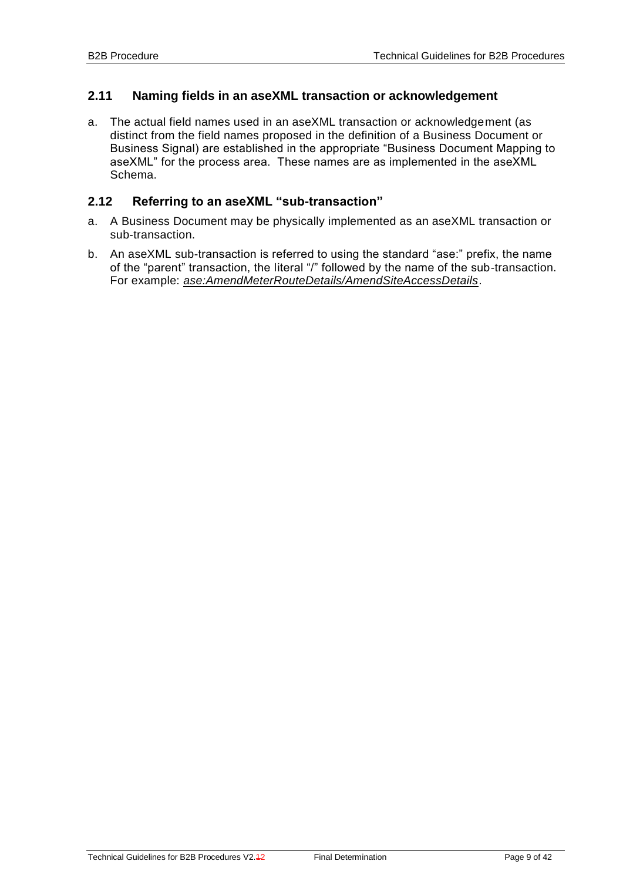## 2.11 Naming fields in an aseXML transaction or acknowledgement

a. The actual field names used in an aseXML transaction or acknowledgement (as distinct from the field names proposed in the definition of a Business Document or Business Signal) are established in the appropriate "Business Document Mapping to aseXML" for the process area. These names are as implemented in the aseXML Schema.

## 2.12 Referring to an aseXML "sub-transaction"

a. A Business Document may be physically implemented as an aseXML transaction or sub-transaction.

b. An aseXML sub-transaction is referred to using the standard "ase:" prefix, the name of the "parent" transaction, the literal "/" followed by the name of the sub-transaction. For example: *ase:AmendMeterRouteDetails/AmendSiteAccessDetails*.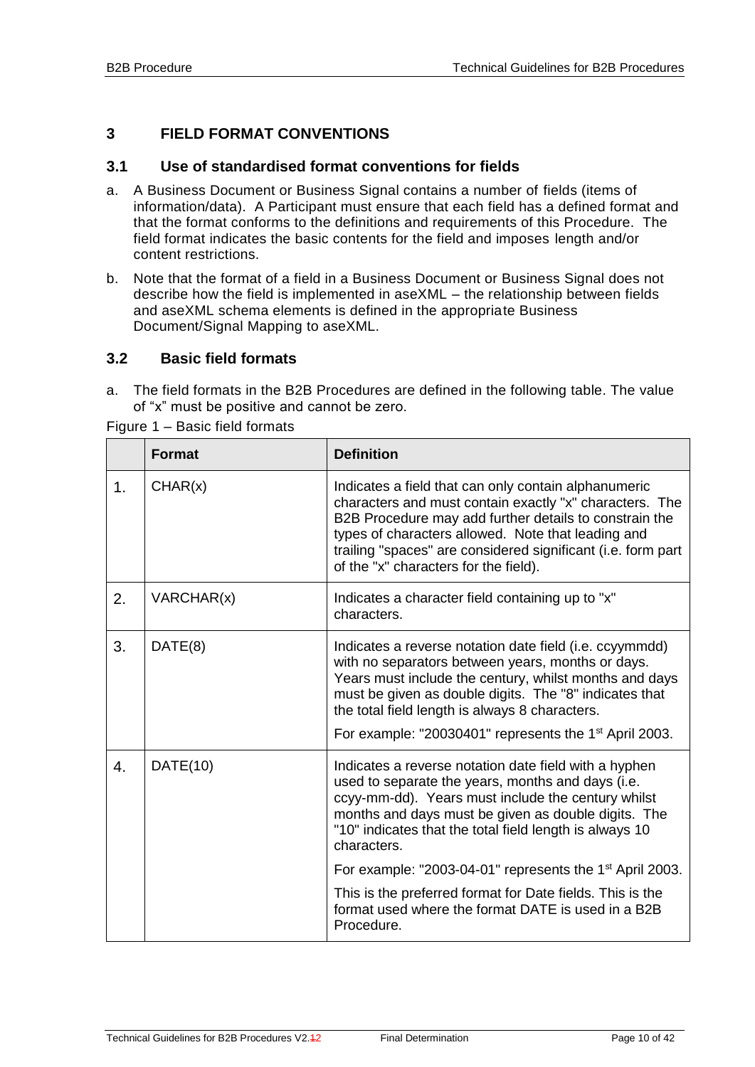# 3 FIELD FORMAT CONVENTIONS

## 3.1 Use of standardised format conventions for fields

a. A Business Document or Business Signal contains a number of fields (items of information/data). A Participant must ensure that each field has a defined format and that the format conforms to the definitions and requirements of this Procedure. The field format indicates the basic contents for the field and imposes length and/or content restrictions.

b. Note that the format of a field in a Business Document or Business Signal does not describe how the field is implemented in aseXML – the relationship between fields and aseXML schema elements is defined in the appropriate Business Document/Signal Mapping to aseXML.

## 3.2 Basic field formats

a. The field formats in the B2B Procedures are defined in the following table. The value of "x" must be positive and cannot be zero.

Figure 1 – Basic field formats

| | Format | Definition |
|---|---|---|
| 1. | CHAR(x) | Indicates a field that can only contain alphanumeric characters and must contain exactly "x" characters. The B2B Procedure may add further details to constrain the types of characters allowed. Note that leading and trailing "spaces" are considered significant (i.e. form part of the "x" characters for the field). |
| 2. | VARCHAR(x) | Indicates a character field containing up to "x" characters. |
| 3. | DATE(8) | Indicates a reverse notation date field (i.e. ccyymmdd) with no separators between years, months or days. Years must include the century, whilst months and days must be given as double digits. The "8" indicates that the total field length is always 8 characters.<br><br>For example: "20030401" represents the 1st April 2003. |
| 4. | DATE(10) | Indicates a reverse notation date field with a hyphen used to separate the years, months and days (i.e. ccyy-mm-dd). Years must include the century whilst months and days must be given as double digits. The "10" indicates that the total field length is always 10 characters.<br><br>For example: "2003-04-01" represents the 1st April 2003.<br><br>This is the preferred format for Date fields. This is the format used where the format DATE is used in a B2B Procedure. |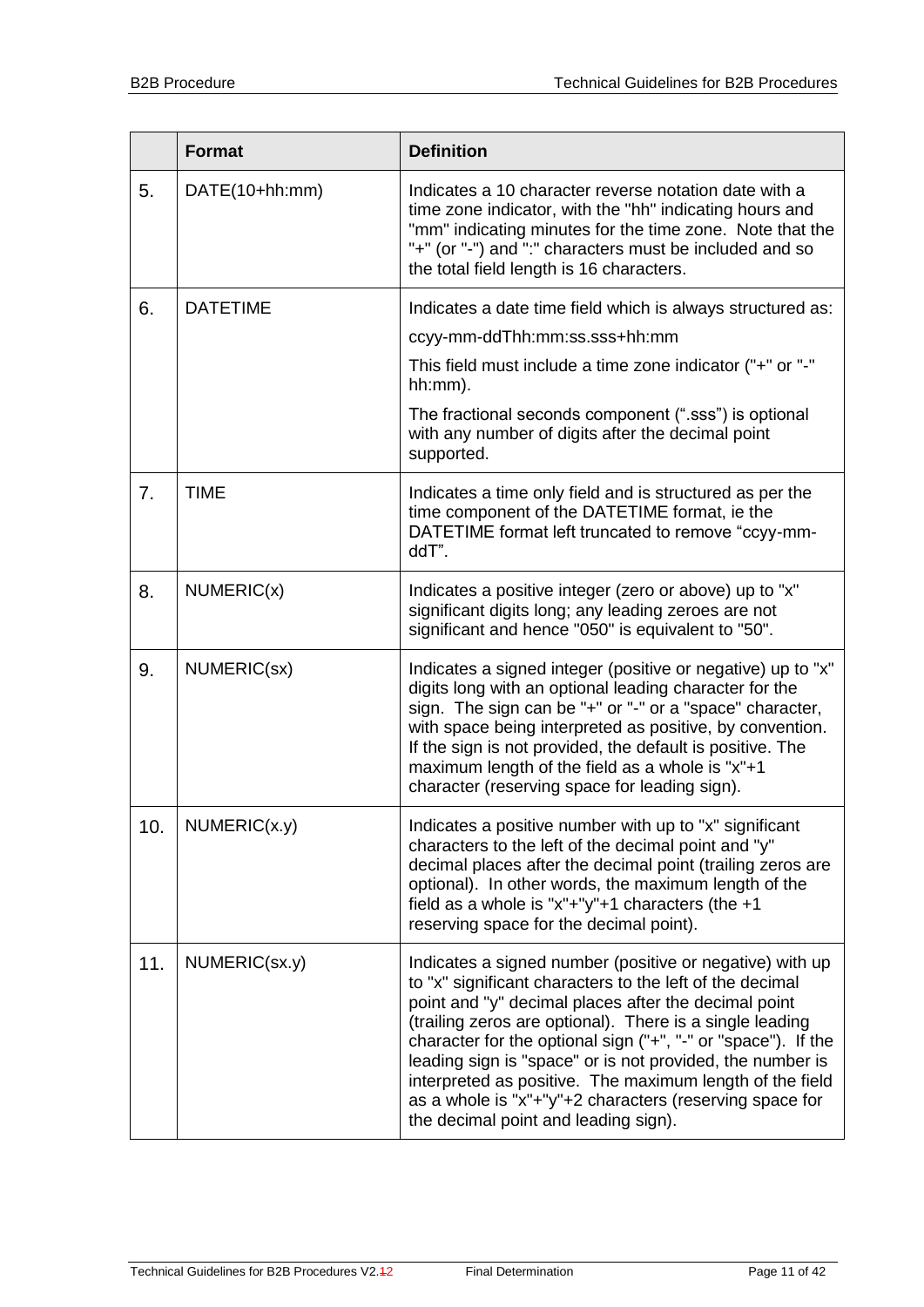|  | Format | Definition |
|---|---|---|
| 5. | DATE(10+hh:mm) | Indicates a 10 character reverse notation date with a time zone indicator, with the "hh" indicating hours and "mm" indicating minutes for the time zone. Note that the "+" (or "-") and ":" characters must be included and so the total field length is 16 characters. |
| 6. | DATETIME | Indicates a date time field which is always structured as:<br><br>ccyy-mm-ddThh:mm:ss.sss+hh:mm<br><br>This field must include a time zone indicator ("+" or "-" hh:mm).<br><br>The fractional seconds component (".sss") is optional with any number of digits after the decimal point supported. |
| 7. | TIME | Indicates a time only field and is structured as per the time component of the DATETIME format, ie the DATETIME format left truncated to remove "ccyy-mm-ddT". |
| 8. | NUMERIC(x) | Indicates a positive integer (zero or above) up to "x" significant digits long; any leading zeroes are not significant and hence "050" is equivalent to "50". |
| 9. | NUMERIC(sx) | Indicates a signed integer (positive or negative) up to "x" digits long with an optional leading character for the sign. The sign can be "+" or "-" or a "space" character, with space being interpreted as positive, by convention. If the sign is not provided, the default is positive. The maximum length of the field as a whole is "x"+1 character (reserving space for leading sign). |
| 10. | NUMERIC(x.y) | Indicates a positive number with up to "x" significant characters to the left of the decimal point and "y" decimal places after the decimal point (trailing zeros are optional). In other words, the maximum length of the field as a whole is "x"+"y"+1 characters (the +1 reserving space for the decimal point). |
| 11. | NUMERIC(sx.y) | Indicates a signed number (positive or negative) with up to "x" significant characters to the left of the decimal point and "y" decimal places after the decimal point (trailing zeros are optional). There is a single leading character for the optional sign ("+", "-" or "space"). If the leading sign is "space" or is not provided, the number is interpreted as positive. The maximum length of the field as a whole is "x"+"y"+2 characters (reserving space for the decimal point and leading sign). |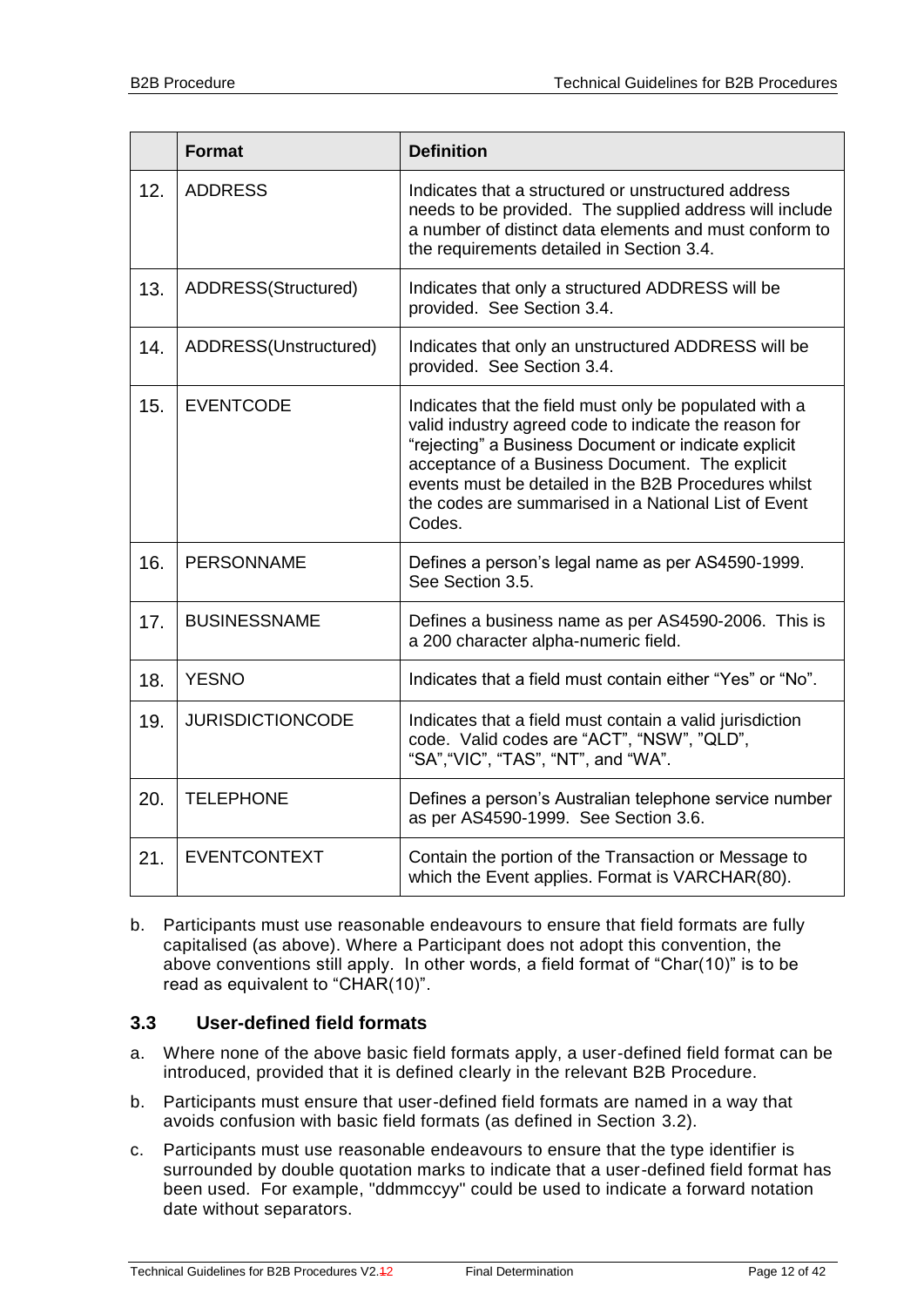|  | Format | Definition |
|---|---|---|
| 12. | ADDRESS | Indicates that a structured or unstructured address needs to be provided. The supplied address will include a number of distinct data elements and must conform to the requirements detailed in Section 3.4. |
| 13. | ADDRESS(Structured) | Indicates that only a structured ADDRESS will be provided. See Section 3.4. |
| 14. | ADDRESS(Unstructured) | Indicates that only an unstructured ADDRESS will be provided. See Section 3.4. |
| 15. | EVENTCODE | Indicates that the field must only be populated with a valid industry agreed code to indicate the reason for "rejecting" a Business Document or indicate explicit acceptance of a Business Document. The explicit events must be detailed in the B2B Procedures whilst the codes are summarised in a National List of Event Codes. |
| 16. | PERSONNAME | Defines a person's legal name as per AS4590-1999. See Section 3.5. |
| 17. | BUSINESSNAME | Defines a business name as per AS4590-2006. This is a 200 character alpha-numeric field. |
| 18. | YESNO | Indicates that a field must contain either "Yes" or "No". |
| 19. | JURISDICTIONCODE | Indicates that a field must contain a valid jurisdiction code. Valid codes are "ACT", "NSW", "QLD", "SA","VIC", "TAS", "NT", and "WA". |
| 20. | TELEPHONE | Defines a person's Australian telephone service number as per AS4590-1999. See Section 3.6. |
| 21. | EVENTCONTEXT | Contain the portion of the Transaction or Message to which the Event applies. Format is VARCHAR(80). |

b. Participants must use reasonable endeavours to ensure that field formats are fully capitalised (as above). Where a Participant does not adopt this convention, the above conventions still apply. In other words, a field format of "Char(10)" is to be read as equivalent to "CHAR(10)".

### 3.3 User-defined field formats

a. Where none of the above basic field formats apply, a user-defined field format can be introduced, provided that it is defined clearly in the relevant B2B Procedure.

b. Participants must ensure that user-defined field formats are named in a way that avoids confusion with basic field formats (as defined in Section 3.2).

c. Participants must use reasonable endeavours to ensure that the type identifier is surrounded by double quotation marks to indicate that a user-defined field format has been used. For example, "ddmmccyy" could be used to indicate a forward notation date without separators.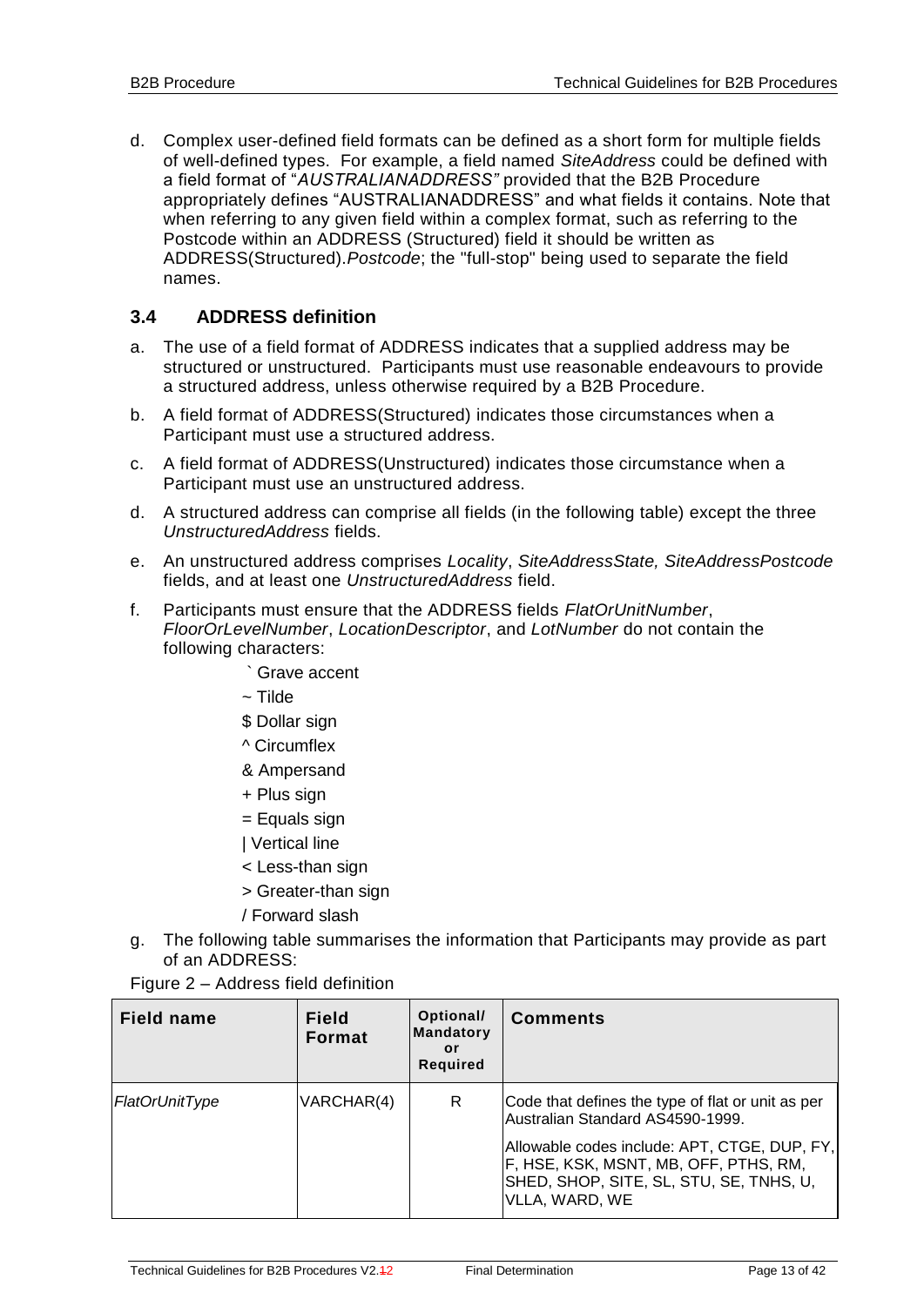d. Complex user-defined field formats can be defined as a short form for multiple fields of well-defined types. For example, a field named *SiteAddress* could be defined with a field format of "*AUSTRALIANADDRESS"* provided that the B2B Procedure appropriately defines "AUSTRALIANADDRESS" and what fields it contains. Note that when referring to any given field within a complex format, such as referring to the Postcode within an ADDRESS (Structured) field it should be written as ADDRESS(Structured).*Postcode*; the "full-stop" being used to separate the field names.

### 3.4 ADDRESS definition

a. The use of a field format of ADDRESS indicates that a supplied address may be structured or unstructured. Participants must use reasonable endeavours to provide a structured address, unless otherwise required by a B2B Procedure.

b. A field format of ADDRESS(Structured) indicates those circumstances when a Participant must use a structured address.

c. A field format of ADDRESS(Unstructured) indicates those circumstance when a Participant must use an unstructured address.

d. A structured address can comprise all fields (in the following table) except the three *UnstructuredAddress* fields.

e. An unstructured address comprises *Locality*, *SiteAddressState, SiteAddressPostcode* fields, and at least one *UnstructuredAddress* field.

f. Participants must ensure that the ADDRESS fields *FlatOrUnitNumber*, *FloorOrLevelNumber*, *LocationDescriptor*, and *LotNumber* do not contain the following characters:

   ` Grave accent

   ~ Tilde

   $ Dollar sign

   ^ Circumflex

   & Ampersand

   + Plus sign

   = Equals sign

   | Vertical line

   < Less-than sign

   > Greater-than sign

   / Forward slash

g. The following table summarises the information that Participants may provide as part of an ADDRESS:

Figure 2 – Address field definition

| Field name | Field Format | Optional/ Mandatory or Required | Comments |
|---|---|---|---|
| *FlatOrUnitType* | VARCHAR(4) | R | Code that defines the type of flat or unit as per Australian Standard AS4590-1999.<br><br>Allowable codes include: APT, CTGE, DUP, FY, F, HSE, KSK, MSNT, MB, OFF, PTHS, RM, SHED, SHOP, SITE, SL, STU, SE, TNHS, U, VLLA, WARD, WE |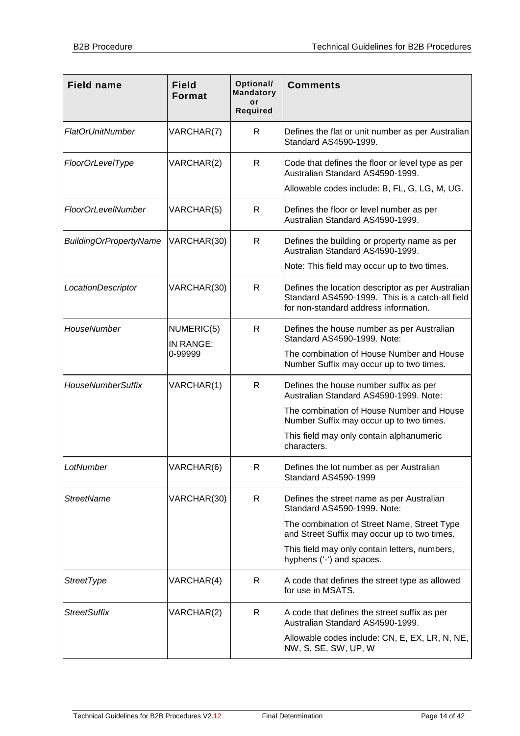| Field name | Field Format | Optional/ Mandatory or Required | Comments |
|---|---|---|---|
| *FlatOrUnitNumber* | VARCHAR(7) | R | Defines the flat or unit number as per Australian Standard AS4590-1999. |
| *FloorOrLevelType* | VARCHAR(2) | R | Code that defines the floor or level type as per Australian Standard AS4590-1999.<br>Allowable codes include: B, FL, G, LG, M, UG. |
| *FloorOrLevelNumber* | VARCHAR(5) | R | Defines the floor or level number as per Australian Standard AS4590-1999. |
| *BuildingOrPropertyName* | VARCHAR(30) | R | Defines the building or property name as per Australian Standard AS4590-1999.<br>Note: This field may occur up to two times. |
| *LocationDescriptor* | VARCHAR(30) | R | Defines the location descriptor as per Australian Standard AS4590-1999. This is a catch-all field for non-standard address information. |
| *HouseNumber* | NUMERIC(5)<br>IN RANGE:<br>0-99999 | R | Defines the house number as per Australian Standard AS4590-1999. Note:<br>The combination of House Number and House Number Suffix may occur up to two times. |
| *HouseNumberSuffix* | VARCHAR(1) | R | Defines the house number suffix as per Australian Standard AS4590-1999. Note:<br>The combination of House Number and House Number Suffix may occur up to two times.<br>This field may only contain alphanumeric characters. |
| *LotNumber* | VARCHAR(6) | R | Defines the lot number as per Australian Standard AS4590-1999 |
| *StreetName* | VARCHAR(30) | R | Defines the street name as per Australian Standard AS4590-1999. Note:<br>The combination of Street Name, Street Type and Street Suffix may occur up to two times.<br>This field may only contain letters, numbers, hyphens ('-') and spaces. |
| *StreetType* | VARCHAR(4) | R | A code that defines the street type as allowed for use in MSATS. |
| *StreetSuffix* | VARCHAR(2) | R | A code that defines the street suffix as per Australian Standard AS4590-1999.<br>Allowable codes include: CN, E, EX, LR, N, NE, NW, S, SE, SW, UP, W |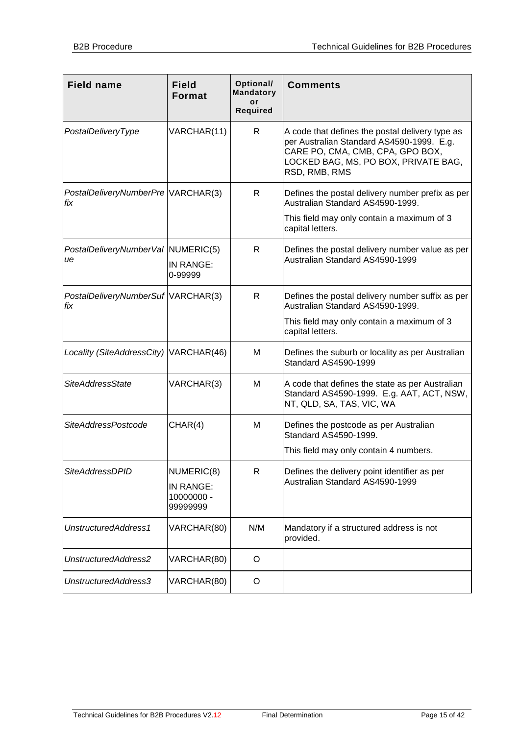| Field name | Field Format | Optional/ Mandatory or Required | Comments |
|---|---|---|---|
| *PostalDeliveryType* | VARCHAR(11) | R | A code that defines the postal delivery type as per Australian Standard AS4590-1999. E.g. CARE PO, CMA, CMB, CPA, GPO BOX, LOCKED BAG, MS, PO BOX, PRIVATE BAG, RSD, RMB, RMS |
| *PostalDeliveryNumberPrefix* | VARCHAR(3) | R | Defines the postal delivery number prefix as per Australian Standard AS4590-1999.<br>This field may only contain a maximum of 3 capital letters. |
| *PostalDeliveryNumberValue* | NUMERIC(5)<br>IN RANGE: 0-99999 | R | Defines the postal delivery number value as per Australian Standard AS4590-1999 |
| *PostalDeliveryNumberSuffix* | VARCHAR(3) | R | Defines the postal delivery number suffix as per Australian Standard AS4590-1999.<br>This field may only contain a maximum of 3 capital letters. |
| *Locality (SiteAddressCity)* | VARCHAR(46) | M | Defines the suburb or locality as per Australian Standard AS4590-1999 |
| *SiteAddressState* | VARCHAR(3) | M | A code that defines the state as per Australian Standard AS4590-1999. E.g. AAT, ACT, NSW, NT, QLD, SA, TAS, VIC, WA |
| *SiteAddressPostcode* | CHAR(4) | M | Defines the postcode as per Australian Standard AS4590-1999.<br>This field may only contain 4 numbers. |
| *SiteAddressDPID* | NUMERIC(8)<br>IN RANGE: 10000000 - 99999999 | R | Defines the delivery point identifier as per Australian Standard AS4590-1999 |
| *UnstructuredAddress1* | VARCHAR(80) | N/M | Mandatory if a structured address is not provided. |
| *UnstructuredAddress2* | VARCHAR(80) | O | |
| *UnstructuredAddress3* | VARCHAR(80) | O | |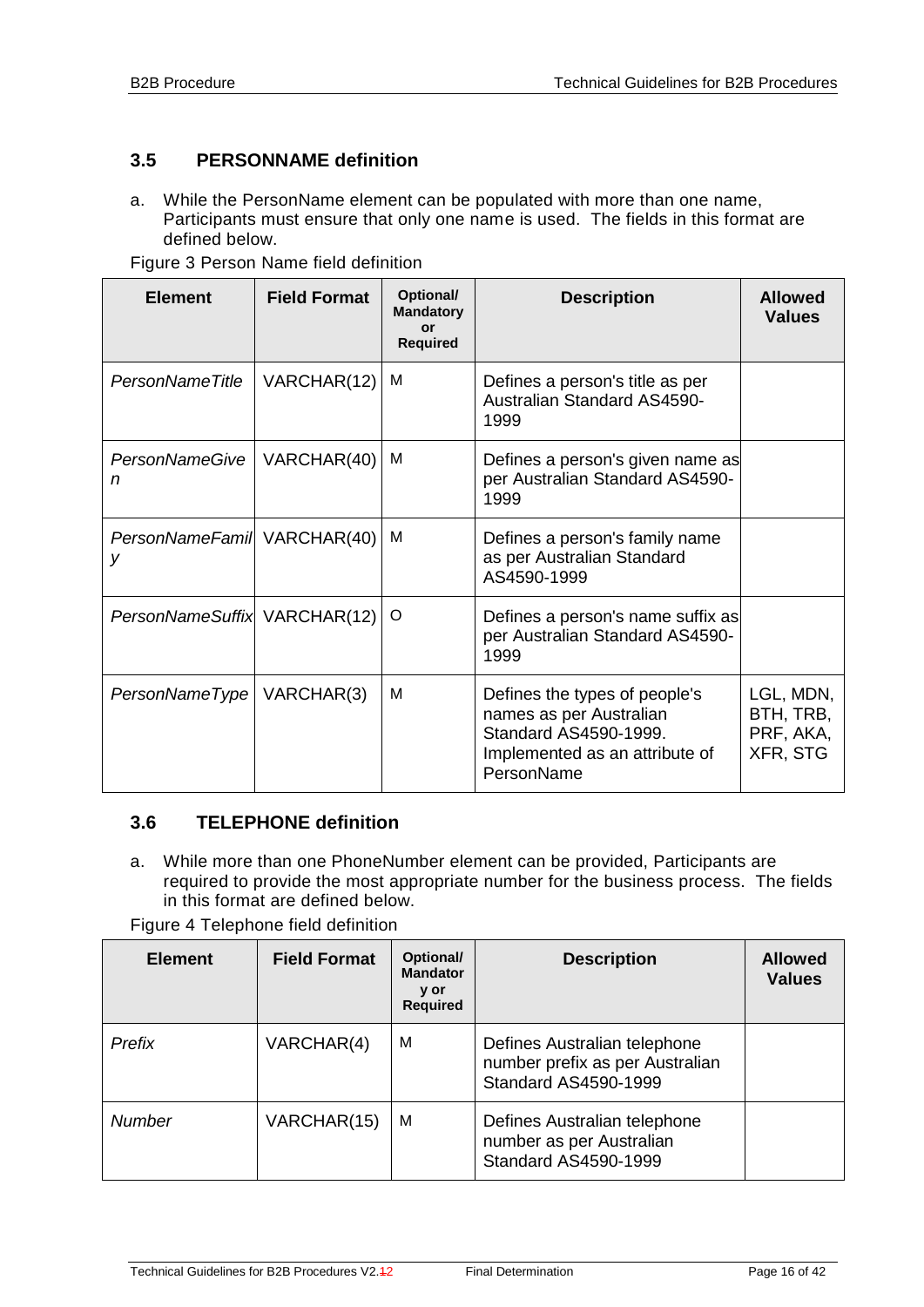## 3.5 PERSONNAME definition

a. While the PersonName element can be populated with more than one name, Participants must ensure that only one name is used. The fields in this format are defined below.

Figure 3 Person Name field definition

| Element | Field Format | Optional/ Mandatory or Required | Description | Allowed Values |
|---|---|---|---|---|
| *PersonNameTitle* | VARCHAR(12) | M | Defines a person's title as per Australian Standard AS4590-1999 | |
| *PersonNameGiven* | VARCHAR(40) | M | Defines a person's given name as per Australian Standard AS4590-1999 | |
| *PersonNameFamily* | VARCHAR(40) | M | Defines a person's family name as per Australian Standard AS4590-1999 | |
| *PersonNameSuffix* | VARCHAR(12) | O | Defines a person's name suffix as per Australian Standard AS4590-1999 | |
| *PersonNameType* | VARCHAR(3) | M | Defines the types of people's names as per Australian Standard AS4590-1999. Implemented as an attribute of PersonName | LGL, MDN, BTH, TRB, PRF, AKA, XFR, STG |

## 3.6 TELEPHONE definition

a. While more than one PhoneNumber element can be provided, Participants are required to provide the most appropriate number for the business process. The fields in this format are defined below.

Figure 4 Telephone field definition

| Element | Field Format | Optional/ Mandatory or Required | Description | Allowed Values |
|---|---|---|---|---|
| *Prefix* | VARCHAR(4) | M | Defines Australian telephone number prefix as per Australian Standard AS4590-1999 | |
| *Number* | VARCHAR(15) | M | Defines Australian telephone number as per Australian Standard AS4590-1999 | |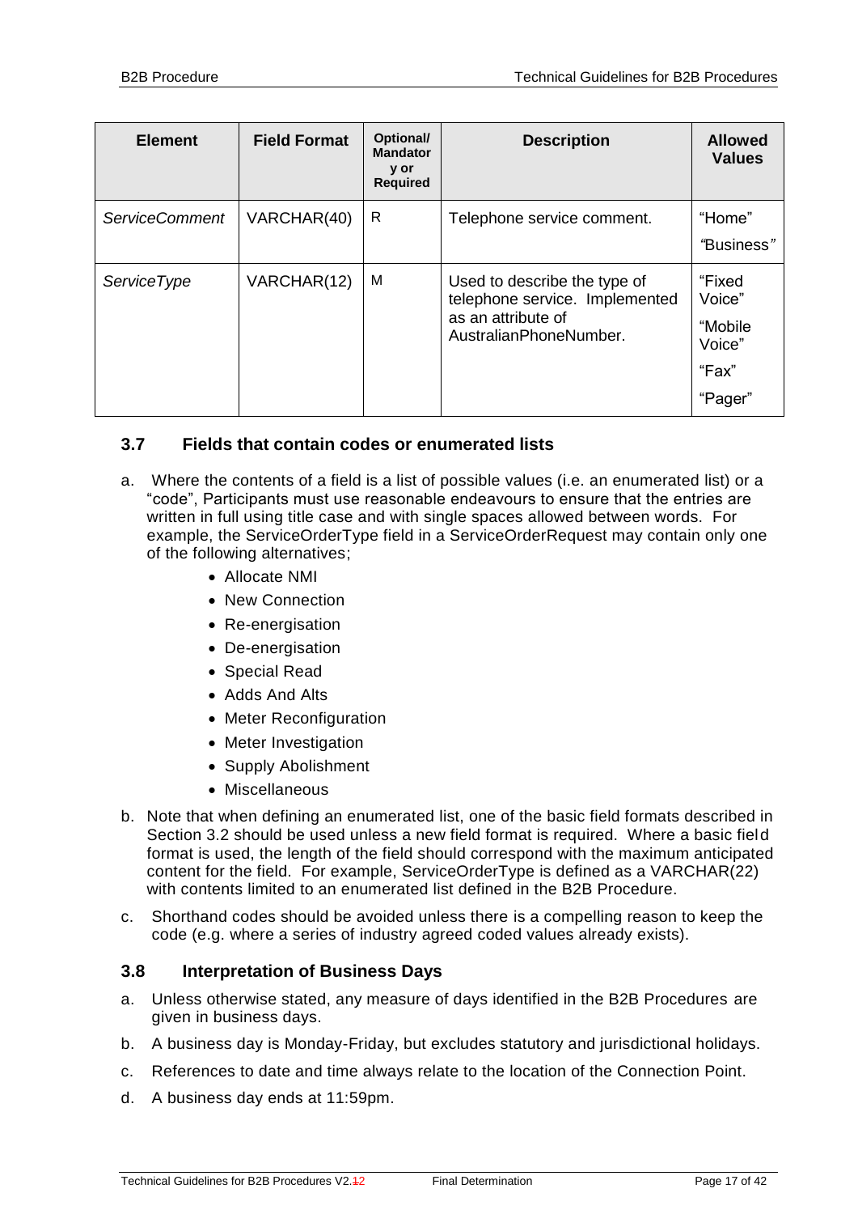| Element | Field Format | Optional/ Mandatory or Required | Description | Allowed Values |
|---|---|---|---|---|
| *ServiceComment* | VARCHAR(40) | R | Telephone service comment. | "Home" "Business" |
| *ServiceType* | VARCHAR(12) | M | Used to describe the type of telephone service. Implemented as an attribute of AustralianPhoneNumber. | "Fixed Voice" "Mobile Voice" "Fax" "Pager" |

### 3.7 Fields that contain codes or enumerated lists

a. Where the contents of a field is a list of possible values (i.e. an enumerated list) or a "code", Participants must use reasonable endeavours to ensure that the entries are written in full using title case and with single spaces allowed between words. For example, the ServiceOrderType field in a ServiceOrderRequest may contain only one of the following alternatives;

- Allocate NMI
- New Connection
- Re-energisation
- De-energisation
- Special Read
- Adds And Alts
- Meter Reconfiguration
- Meter Investigation
- Supply Abolishment
- Miscellaneous

b. Note that when defining an enumerated list, one of the basic field formats described in Section 3.2 should be used unless a new field format is required. Where a basic field format is used, the length of the field should correspond with the maximum anticipated content for the field. For example, ServiceOrderType is defined as a VARCHAR(22) with contents limited to an enumerated list defined in the B2B Procedure.

c. Shorthand codes should be avoided unless there is a compelling reason to keep the code (e.g. where a series of industry agreed coded values already exists).

### 3.8 Interpretation of Business Days

a. Unless otherwise stated, any measure of days identified in the B2B Procedures are given in business days.

b. A business day is Monday-Friday, but excludes statutory and jurisdictional holidays.

c. References to date and time always relate to the location of the Connection Point.

d. A business day ends at 11:59pm.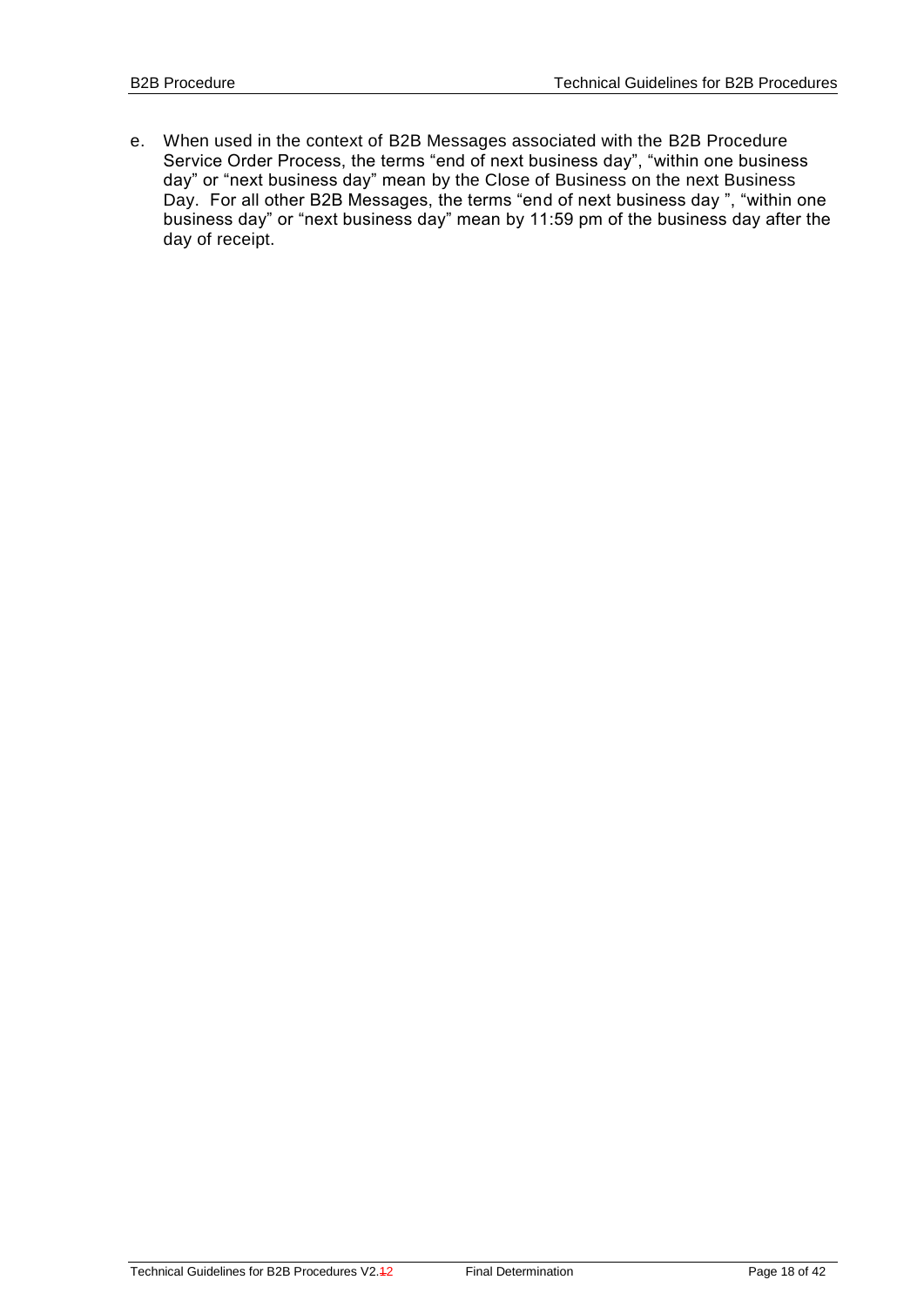e. When used in the context of B2B Messages associated with the B2B Procedure Service Order Process, the terms “end of next business day”, “within one business day” or “next business day” mean by the Close of Business on the next Business Day. For all other B2B Messages, the terms “end of next business day ”, “within one business day” or “next business day” mean by 11:59 pm of the business day after the day of receipt.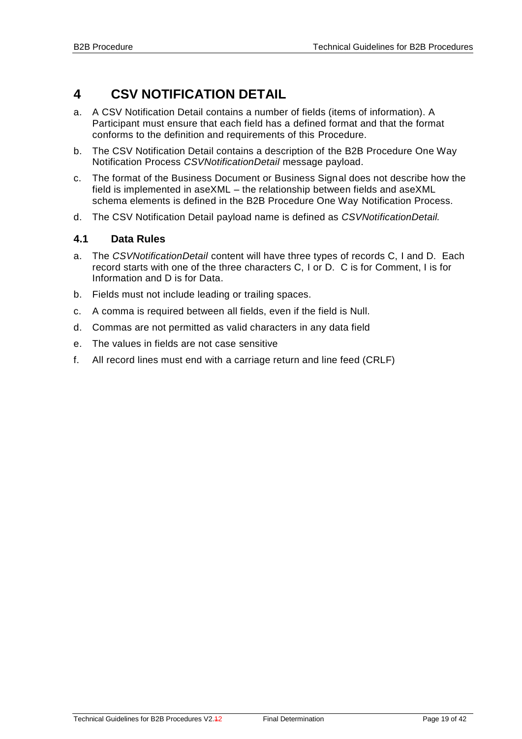# 4 CSV NOTIFICATION DETAIL

a. A CSV Notification Detail contains a number of fields (items of information). A Participant must ensure that each field has a defined format and that the format conforms to the definition and requirements of this Procedure.

b. The CSV Notification Detail contains a description of the B2B Procedure One Way Notification Process *CSVNotificationDetail* message payload.

c. The format of the Business Document or Business Signal does not describe how the field is implemented in aseXML – the relationship between fields and aseXML schema elements is defined in the B2B Procedure One Way Notification Process.

d. The CSV Notification Detail payload name is defined as *CSVNotificationDetail.*

## 4.1 Data Rules

a. The *CSVNotificationDetail* content will have three types of records C, I and D. Each record starts with one of the three characters C, I or D. C is for Comment, I is for Information and D is for Data.

b. Fields must not include leading or trailing spaces.

c. A comma is required between all fields, even if the field is Null.

d. Commas are not permitted as valid characters in any data field

e. The values in fields are not case sensitive

f. All record lines must end with a carriage return and line feed (CRLF)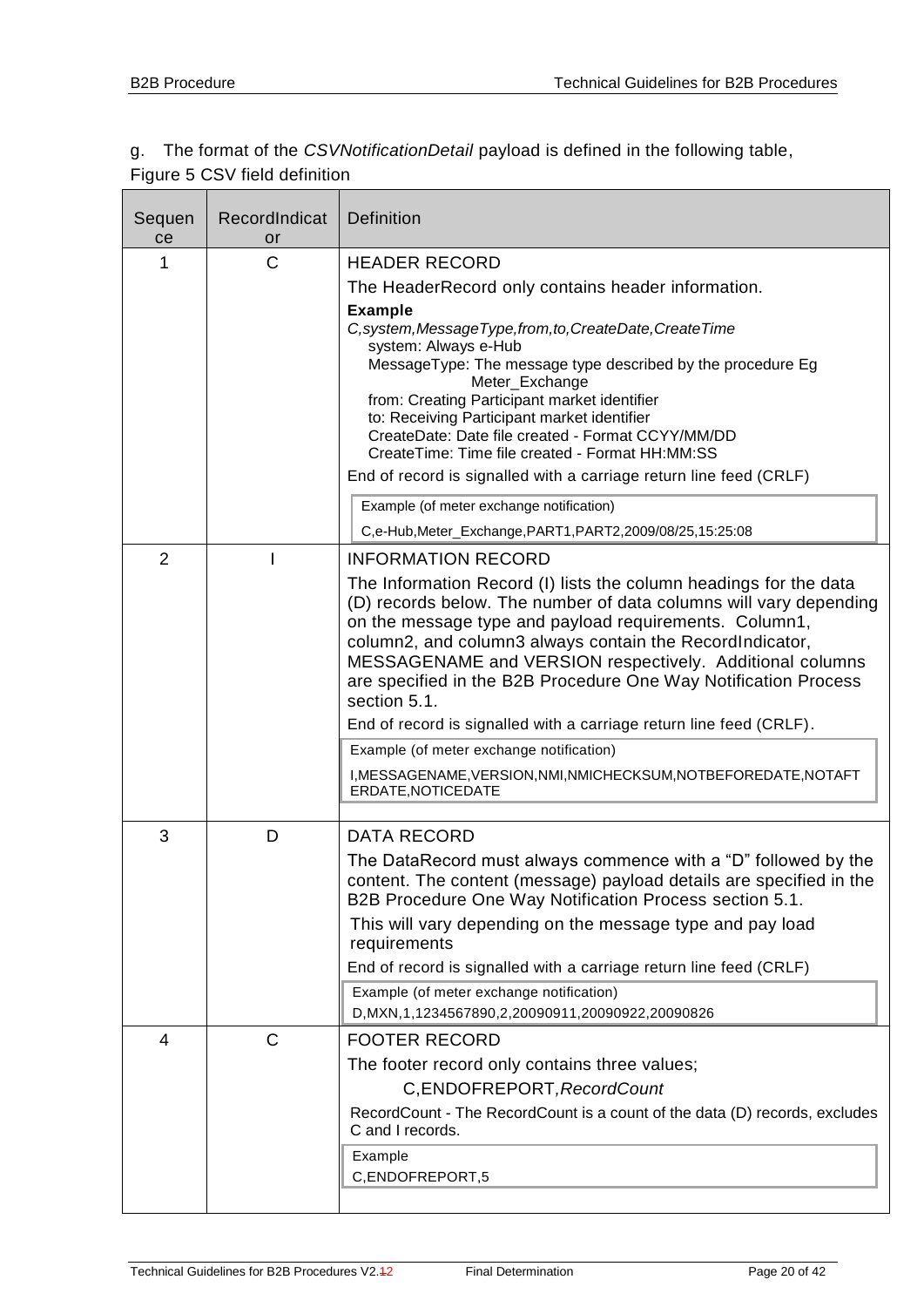g. The format of the *CSVNotificationDetail* payload is defined in the following table,

Figure 5 CSV field definition

| Sequence | RecordIndicator | Definition |
|---|---|---|
| 1 | C | HEADER RECORD<br><br>The HeaderRecord only contains header information.<br><br>**Example**<br>*C,system,MessageType,from,to,CreateDate,CreateTime*<br>system: Always e-Hub<br>MessageType: The message type described by the procedure Eg Meter_Exchange<br>from: Creating Participant market identifier<br>to: Receiving Participant market identifier<br>CreateDate: Date file created - Format CCYY/MM/DD<br>CreateTime: Time file created - Format HH:MM:SS<br><br>End of record is signalled with a carriage return line feed (CRLF)<br><br>Example (of meter exchange notification)<br>C,e-Hub,Meter_Exchange,PART1,PART2,2009/08/25,15:25:08 |
| 2 | I | INFORMATION RECORD<br><br>The Information Record (I) lists the column headings for the data (D) records below. The number of data columns will vary depending on the message type and payload requirements. Column1, column2, and column3 always contain the RecordIndicator, MESSAGENAME and VERSION respectively. Additional columns are specified in the B2B Procedure One Way Notification Process section 5.1.<br><br>End of record is signalled with a carriage return line feed (CRLF).<br><br>Example (of meter exchange notification)<br>I,MESSAGENAME,VERSION,NMI,NMICHECKSUM,NOTBEFOREDATE,NOTAFTERDATE,NOTICEDATE |
| 3 | D | DATA RECORD<br><br>The DataRecord must always commence with a "D" followed by the content. The content (message) payload details are specified in the B2B Procedure One Way Notification Process section 5.1.<br><br>This will vary depending on the message type and pay load requirements<br><br>End of record is signalled with a carriage return line feed (CRLF)<br><br>Example (of meter exchange notification)<br>D,MXN,1,1234567890,2,20090911,20090922,20090826 |
| 4 | C | FOOTER RECORD<br><br>The footer record only contains three values;<br><br>C,ENDOFREPORT,*RecordCount*<br><br>RecordCount - The RecordCount is a count of the data (D) records, excludes C and I records.<br><br>Example<br>C,ENDOFREPORT,5 |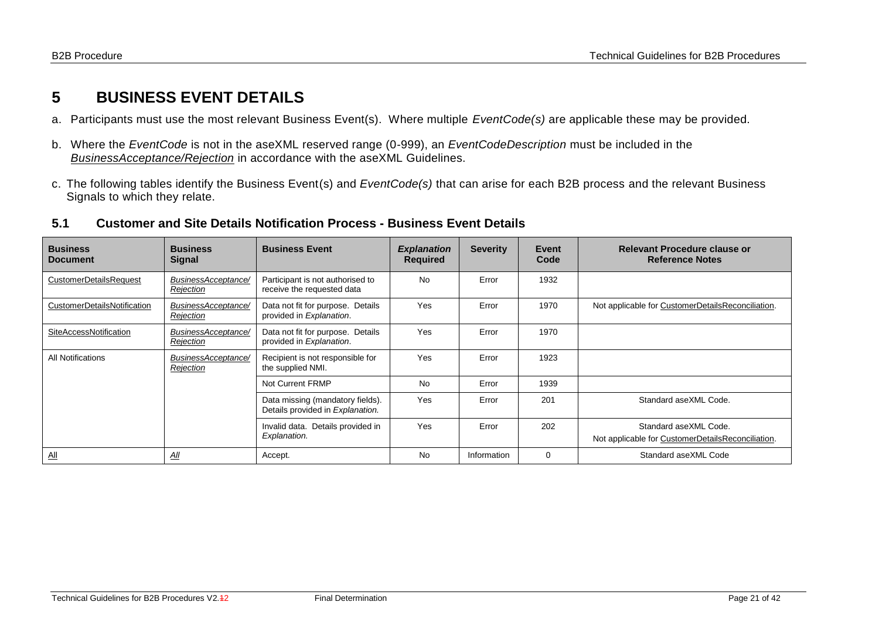# 5 BUSINESS EVENT DETAILS

a. Participants must use the most relevant Business Event(s). Where multiple *EventCode(s)* are applicable these may be provided.

b. Where the *EventCode* is not in the aseXML reserved range (0-999), an *EventCodeDescription* must be included in the *BusinessAcceptance/Rejection* in accordance with the aseXML Guidelines.

c. The following tables identify the Business Event(s) and *EventCode(s)* that can arise for each B2B process and the relevant Business Signals to which they relate.

## 5.1 Customer and Site Details Notification Process - Business Event Details

| Business Document | Business Signal | Business Event | *Explanation* Required | Severity | Event Code | Relevant Procedure clause or Reference Notes |
|---|---|---|---|---|---|---|
| CustomerDetailsRequest | *BusinessAcceptance/ Rejection* | Participant is not authorised to receive the requested data | No | Error | 1932 | |
| CustomerDetailsNotification | *BusinessAcceptance/ Rejection* | Data not fit for purpose. Details provided in *Explanation*. | Yes | Error | 1970 | Not applicable for CustomerDetailsReconciliation. |
| SiteAccessNotification | *BusinessAcceptance/ Rejection* | Data not fit for purpose. Details provided in *Explanation*. | Yes | Error | 1970 | |
| All Notifications | *BusinessAcceptance/ Rejection* | Recipient is not responsible for the supplied NMI. | Yes | Error | 1923 | |
| | | Not Current FRMP | No | Error | 1939 | |
| | | Data missing (mandatory fields). Details provided in *Explanation.* | Yes | Error | 201 | Standard aseXML Code. |
| | | Invalid data. Details provided in *Explanation.* | Yes | Error | 202 | Standard aseXML Code. Not applicable for CustomerDetailsReconciliation. |
| All | *All* | Accept. | No | Information | 0 | Standard aseXML Code |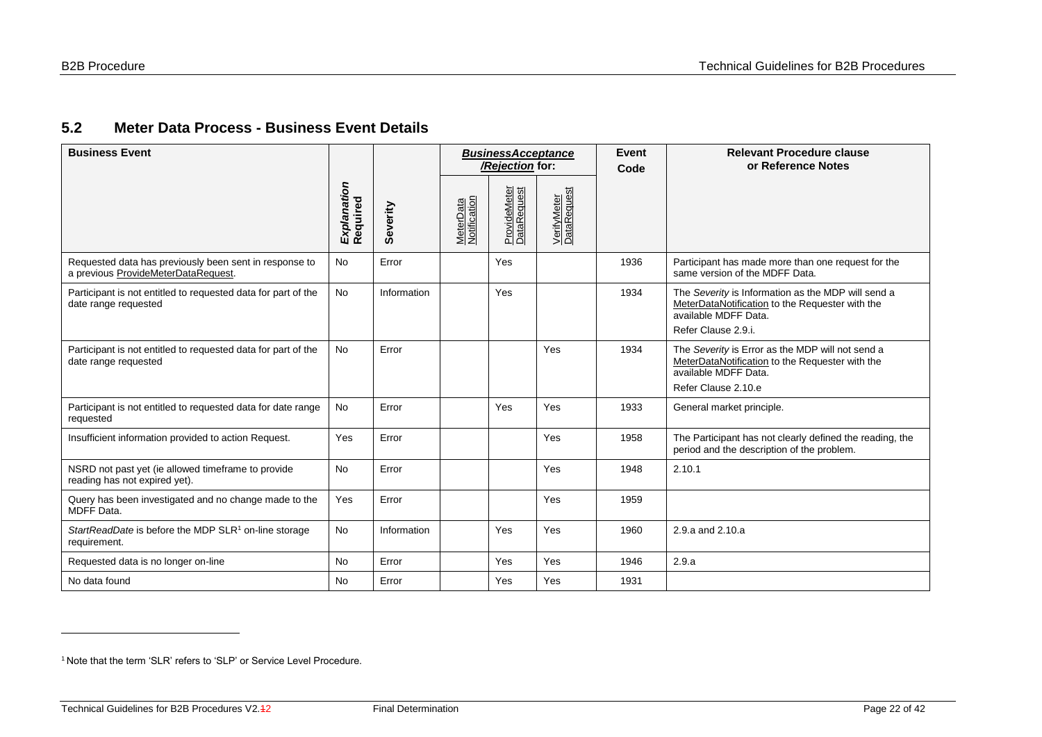## 5.2 Meter Data Process - Business Event Details

| Business Event | *Explanation* Required | Severity | *BusinessAcceptance /Rejection* for: | | | Event Code | Relevant Procedure clause or Reference Notes |
|---|---|---|---|---|---|---|---|
| | | | MeterData Notification | ProvideMeter DataRequest | VerifyMeter DataRequest | | |
| Requested data has previously been sent in response to a previous ProvideMeterDataRequest. | No | Error | | Yes | | 1936 | Participant has made more than one request for the same version of the MDFF Data. |
| Participant is not entitled to requested data for part of the date range requested | No | Information | | Yes | | 1934 | The *Severity* is Information as the MDP will send a MeterDataNotification to the Requester with the available MDFF Data.<br>Refer Clause 2.9.i. |
| Participant is not entitled to requested data for part of the date range requested | No | Error | | | Yes | 1934 | The *Severity* is Error as the MDP will not send a MeterDataNotification to the Requester with the available MDFF Data.<br>Refer Clause 2.10.e |
| Participant is not entitled to requested data for date range requested | No | Error | | Yes | Yes | 1933 | General market principle. |
| Insufficient information provided to action Request. | Yes | Error | | | Yes | 1958 | The Participant has not clearly defined the reading, the period and the description of the problem. |
| NSRD not past yet (ie allowed timeframe to provide reading has not expired yet). | No | Error | | | Yes | 1948 | 2.10.1 |
| Query has been investigated and no change made to the MDFF Data. | Yes | Error | | | Yes | 1959 | |
| *StartReadDate* is before the MDP SLR[1] on-line storage requirement. | No | Information | | Yes | Yes | 1960 | 2.9.a and 2.10.a |
| Requested data is no longer on-line | No | Error | | Yes | Yes | 1946 | 2.9.a |
| No data found | No | Error | | Yes | Yes | 1931 | |

[1] Note that the term 'SLR' refers to 'SLP' or Service Level Procedure.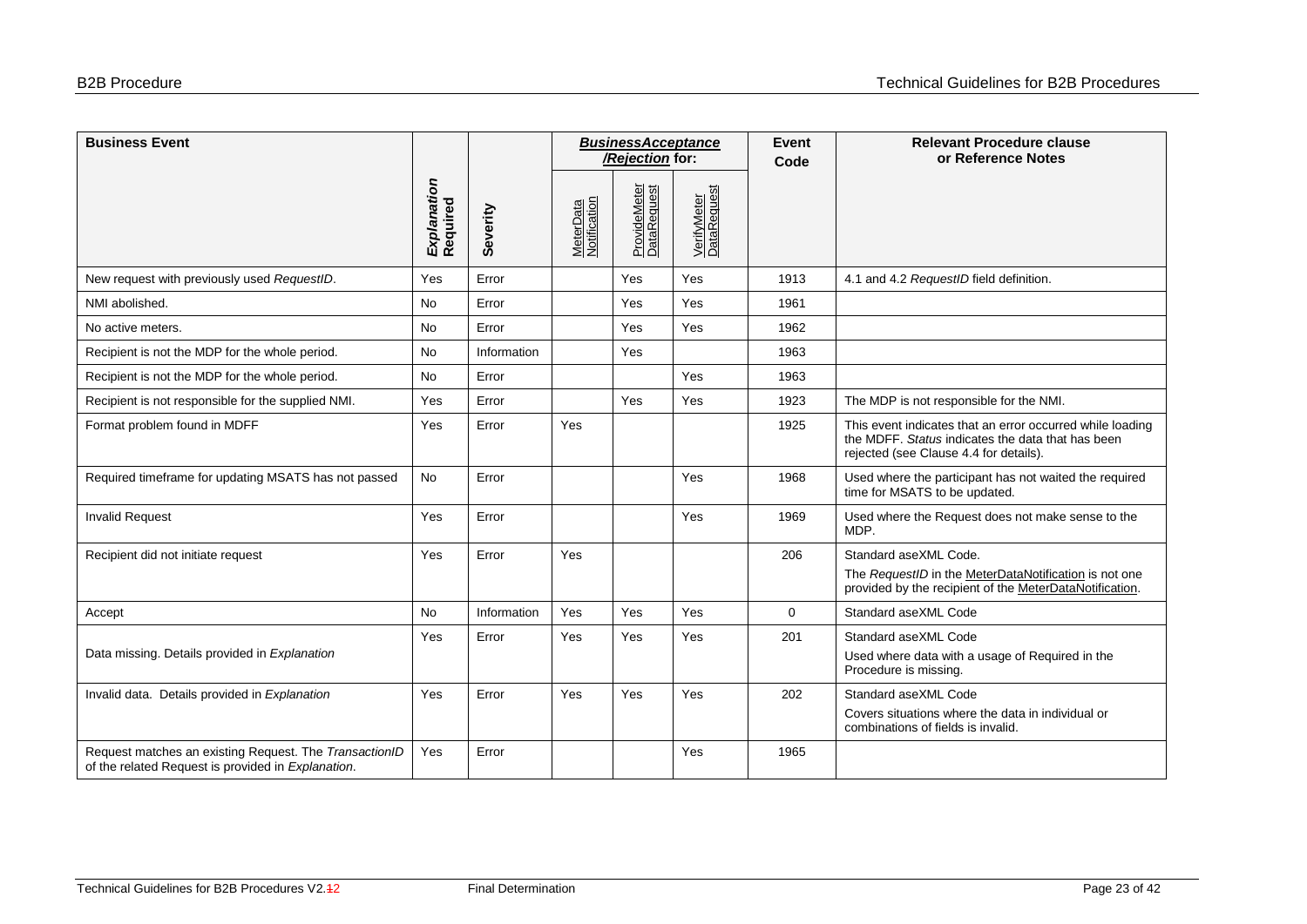| **Business Event** | ***Explanation* Required** | **Severity** | ***BusinessAcceptance/Rejection* for:** | | | **Event Code** | **Relevant Procedure clause or Reference Notes** |
|---|---|---|---|---|---|---|---|
| | | | MeterData Notification | ProvideMeter DataRequest | VerifyMeter DataRequest | | |
| New request with previously used *RequestID*. | Yes | Error | | Yes | Yes | 1913 | 4.1 and 4.2 *RequestID* field definition. |
| NMI abolished. | No | Error | | Yes | Yes | 1961 | |
| No active meters. | No | Error | | Yes | Yes | 1962 | |
| Recipient is not the MDP for the whole period. | No | Information | | Yes | | 1963 | |
| Recipient is not the MDP for the whole period. | No | Error | | | Yes | 1963 | |
| Recipient is not responsible for the supplied NMI. | Yes | Error | | Yes | Yes | 1923 | The MDP is not responsible for the NMI. |
| Format problem found in MDFF | Yes | Error | Yes | | | 1925 | This event indicates that an error occurred while loading the MDFF. *Status* indicates the data that has been rejected (see Clause 4.4 for details). |
| Required timeframe for updating MSATS has not passed | No | Error | | | Yes | 1968 | Used where the participant has not waited the required time for MSATS to be updated. |
| Invalid Request | Yes | Error | | | Yes | 1969 | Used where the Request does not make sense to the MDP. |
| Recipient did not initiate request | Yes | Error | Yes | | | 206 | Standard aseXML Code.<br>The *RequestID* in the MeterDataNotification is not one provided by the recipient of the MeterDataNotification. |
| Accept | No | Information | Yes | Yes | Yes | 0 | Standard aseXML Code |
| Data missing. Details provided in *Explanation* | Yes | Error | Yes | Yes | Yes | 201 | Standard aseXML Code<br>Used where data with a usage of Required in the Procedure is missing. |
| Invalid data. Details provided in *Explanation* | Yes | Error | Yes | Yes | Yes | 202 | Standard aseXML Code<br>Covers situations where the data in individual or combinations of fields is invalid. |
| Request matches an existing Request. The *TransactionID* of the related Request is provided in *Explanation*. | Yes | Error | | | Yes | 1965 | |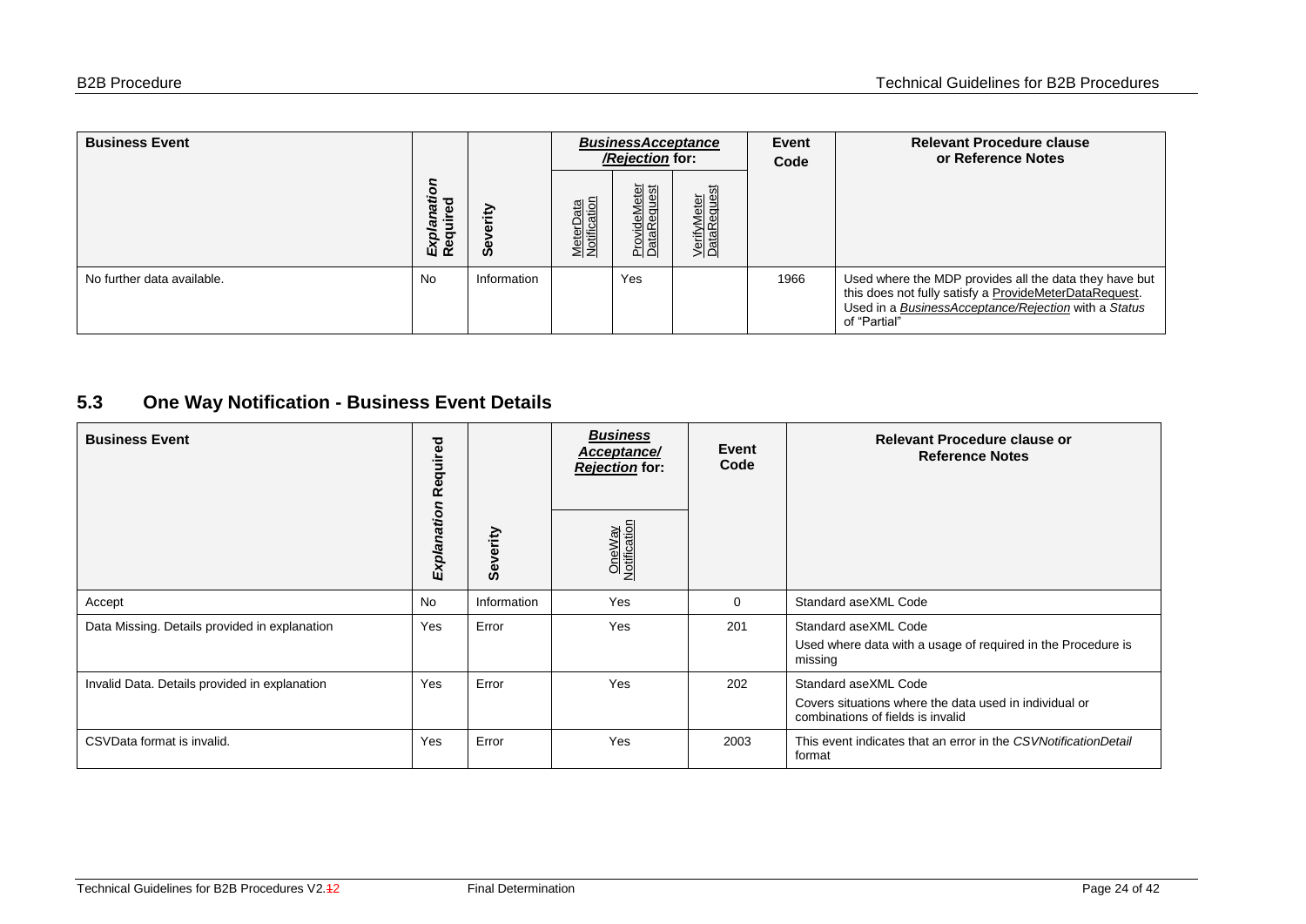| Business Event | Explanation Required | Severity | BusinessAcceptance/Rejection for: | | | Event Code | Relevant Procedure clause or Reference Notes |
|---|---|---|---|---|---|---|---|
| | | | MeterData Notification | ProvideMeter DataRequest | VerifyMeter DataRequest | | |
| No further data available. | No | Information | | Yes | | 1966 | Used where the MDP provides all the data they have but this does not fully satisfy a ProvideMeterDataRequest. Used in a *BusinessAcceptance/Rejection* with a *Status* of "Partial" |

## 5.3 One Way Notification - Business Event Details

| Business Event | Explanation Required | Severity | Business Acceptance/ Rejection for: | Event Code | Relevant Procedure clause or Reference Notes |
|---|---|---|---|---|---|
| | | | OneWay Notification | | |
| Accept | No | Information | Yes | 0 | Standard aseXML Code |
| Data Missing. Details provided in explanation | Yes | Error | Yes | 201 | Standard aseXML Code<br>Used where data with a usage of required in the Procedure is missing |
| Invalid Data. Details provided in explanation | Yes | Error | Yes | 202 | Standard aseXML Code<br>Covers situations where the data used in individual or combinations of fields is invalid |
| CSVData format is invalid. | Yes | Error | Yes | 2003 | This event indicates that an error in the *CSVNotificationDetail* format |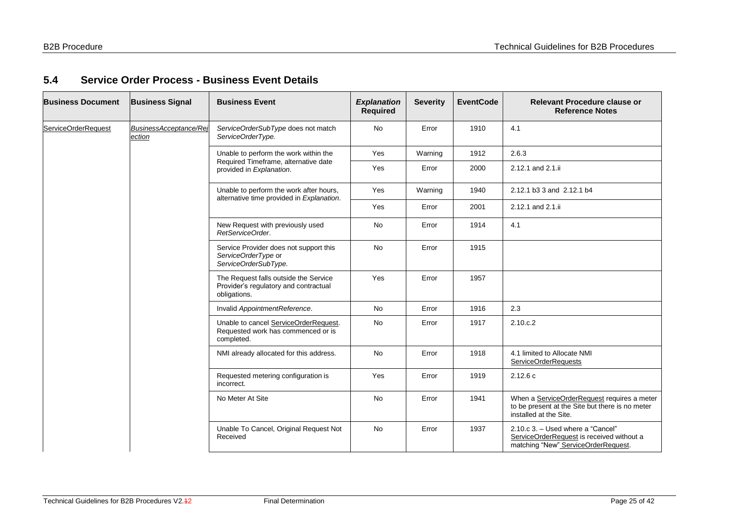## 5.4 Service Order Process - Business Event Details

| Business Document | Business Signal | Business Event | *Explanation* Required | Severity | EventCode | Relevant Procedure clause or Reference Notes |
|---|---|---|---|---|---|---|
| ServiceOrderRequest | *BusinessAcceptance/Rejection* | *ServiceOrderSubType* does not match *ServiceOrderType.* | No | Error | 1910 | 4.1 |
| | | Unable to perform the work within the Required Timeframe, alternative date provided in *Explanation*. | Yes | Warning | 1912 | 2.6.3 |
| | | | Yes | Error | 2000 | 2.12.1 and 2.1.ii |
| | | Unable to perform the work after hours, alternative time provided in *Explanation*. | Yes | Warning | 1940 | 2.12.1 b3 3 and 2.12.1 b4 |
| | | | Yes | Error | 2001 | 2.12.1 and 2.1.ii |
| | | New Request with previously used *RetServiceOrder*. | No | Error | 1914 | 4.1 |
| | | Service Provider does not support this *ServiceOrderType* or *ServiceOrderSubType.* | No | Error | 1915 | |
| | | The Request falls outside the Service Provider's regulatory and contractual obligations. | Yes | Error | 1957 | |
| | | Invalid *AppointmentReference*. | No | Error | 1916 | 2.3 |
| | | Unable to cancel ServiceOrderRequest. Requested work has commenced or is completed. | No | Error | 1917 | 2.10.c.2 |
| | | NMI already allocated for this address. | No | Error | 1918 | 4.1 limited to Allocate NMI ServiceOrderRequests |
| | | Requested metering configuration is incorrect. | Yes | Error | 1919 | 2.12.6 c |
| | | No Meter At Site | No | Error | 1941 | When a ServiceOrderRequest requires a meter to be present at the Site but there is no meter installed at the Site. |
| | | Unable To Cancel, Original Request Not Received | No | Error | 1937 | 2.10.c 3. – Used where a "Cancel" ServiceOrderRequest is received without a matching "New" ServiceOrderRequest. |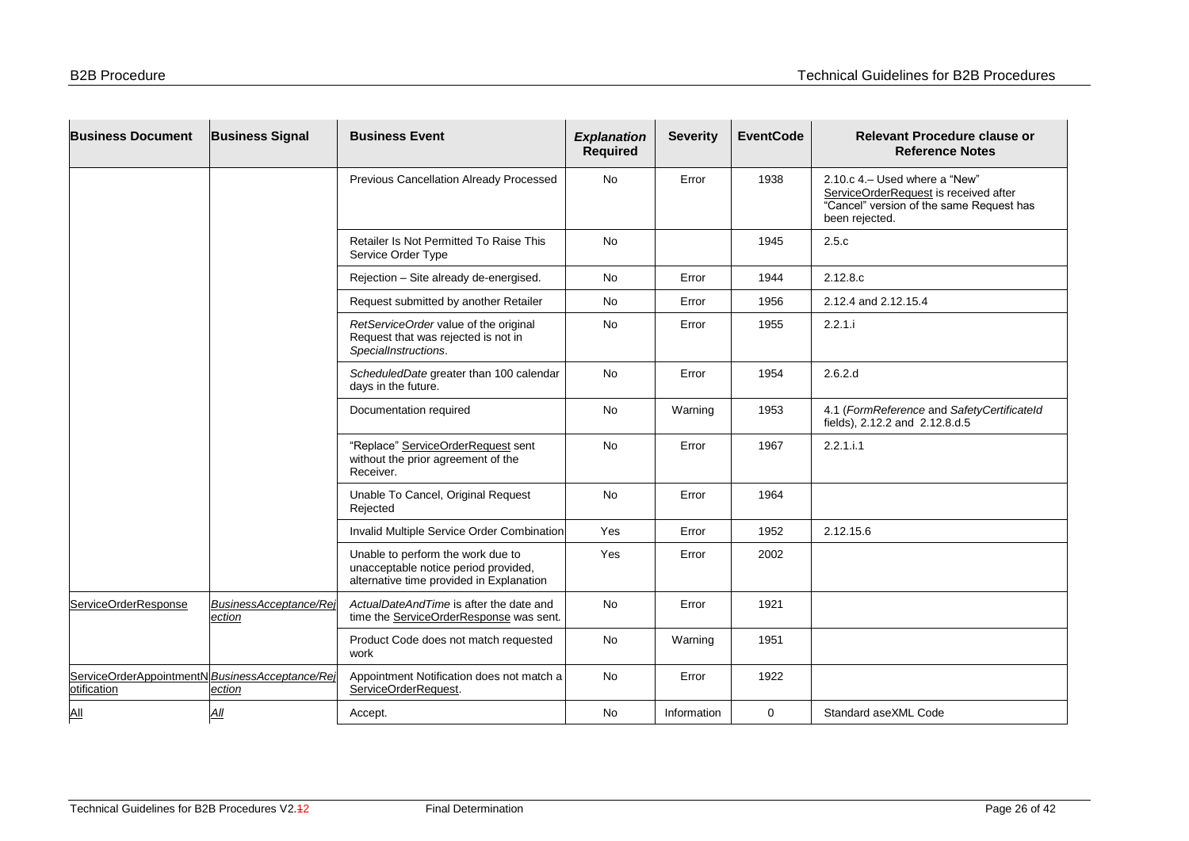| Business Document | Business Signal | Business Event | *Explanation* Required | Severity | EventCode | Relevant Procedure clause or Reference Notes |
|---|---|---|---|---|---|---|
| | | Previous Cancellation Already Processed | No | Error | 1938 | 2.10.c 4.– Used where a "New" ServiceOrderRequest is received after "Cancel" version of the same Request has been rejected. |
| | | Retailer Is Not Permitted To Raise This Service Order Type | No | | 1945 | 2.5.c |
| | | Rejection – Site already de-energised. | No | Error | 1944 | 2.12.8.c |
| | | Request submitted by another Retailer | No | Error | 1956 | 2.12.4 and 2.12.15.4 |
| | | *RetServiceOrder* value of the original Request that was rejected is not in *SpecialInstructions*. | No | Error | 1955 | 2.2.1.i |
| | | *ScheduledDate* greater than 100 calendar days in the future. | No | Error | 1954 | 2.6.2.d |
| | | Documentation required | No | Warning | 1953 | 4.1 (*FormReference* and *SafetyCertificateId* fields), 2.12.2 and 2.12.8.d.5 |
| | | "Replace" ServiceOrderRequest sent without the prior agreement of the Receiver. | No | Error | 1967 | 2.2.1.i.1 |
| | | Unable To Cancel, Original Request Rejected | No | Error | 1964 | |
| | | Invalid Multiple Service Order Combination | Yes | Error | 1952 | 2.12.15.6 |
| | | Unable to perform the work due to unacceptable notice period provided, alternative time provided in Explanation | Yes | Error | 2002 | |
| ServiceOrderResponse | *BusinessAcceptance/Rejection* | *ActualDateAndTime* is after the date and time the ServiceOrderResponse was sent. | No | Error | 1921 | |
| | | Product Code does not match requested work | No | Warning | 1951 | |
| ServiceOrderAppointmentNotification | *BusinessAcceptance/Rejection* | Appointment Notification does not match a ServiceOrderRequest. | No | Error | 1922 | |
| *All* | *All* | Accept. | No | Information | 0 | Standard aseXML Code |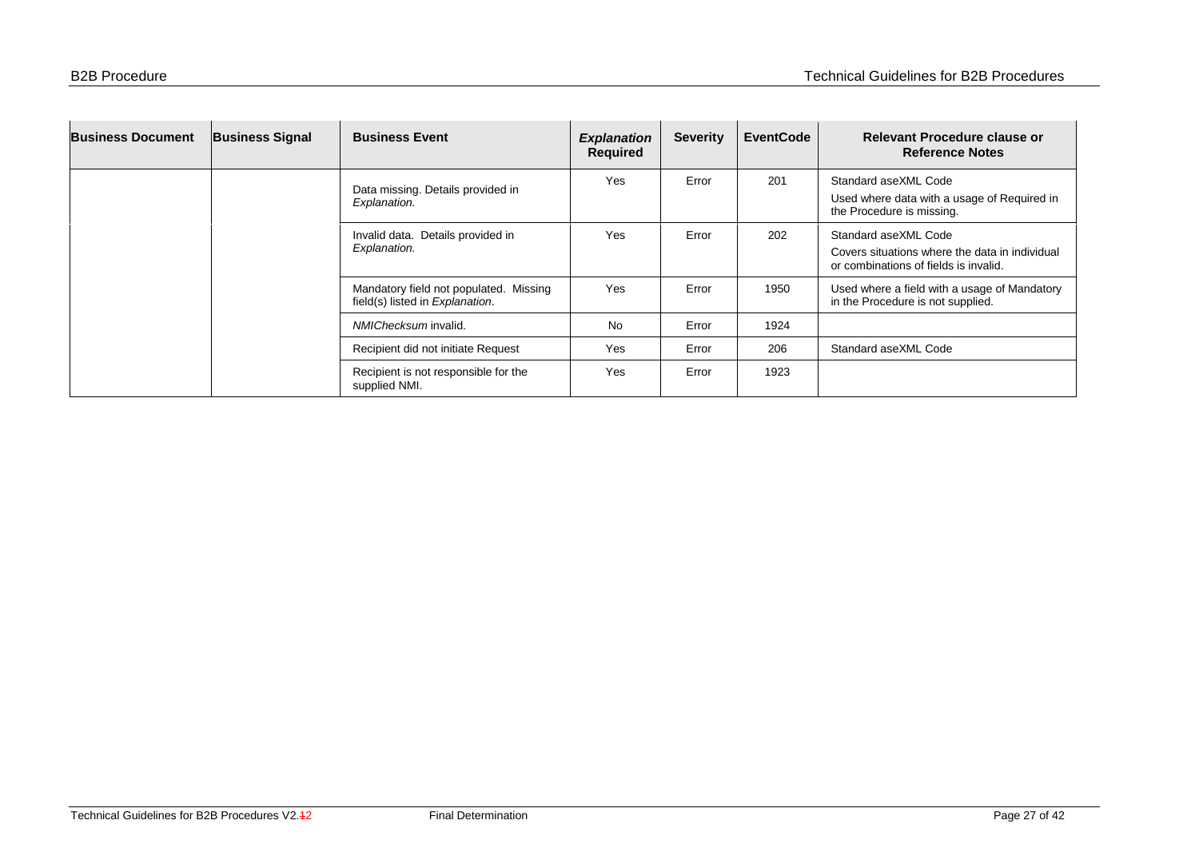| Business Document | Business Signal | Business Event | *Explanation* Required | Severity | EventCode | Relevant Procedure clause or Reference Notes |
|---|---|---|---|---|---|---|
| | | Data missing. Details provided in *Explanation.* | Yes | Error | 201 | Standard aseXML Code<br>Used where data with a usage of Required in the Procedure is missing. |
| | | Invalid data. Details provided in *Explanation.* | Yes | Error | 202 | Standard aseXML Code<br>Covers situations where the data in individual or combinations of fields is invalid. |
| | | Mandatory field not populated. Missing field(s) listed in *Explanation*. | Yes | Error | 1950 | Used where a field with a usage of Mandatory in the Procedure is not supplied. |
| | | *NMIChecksum* invalid. | No | Error | 1924 | |
| | | Recipient did not initiate Request | Yes | Error | 206 | Standard aseXML Code |
| | | Recipient is not responsible for the supplied NMI. | Yes | Error | 1923 | |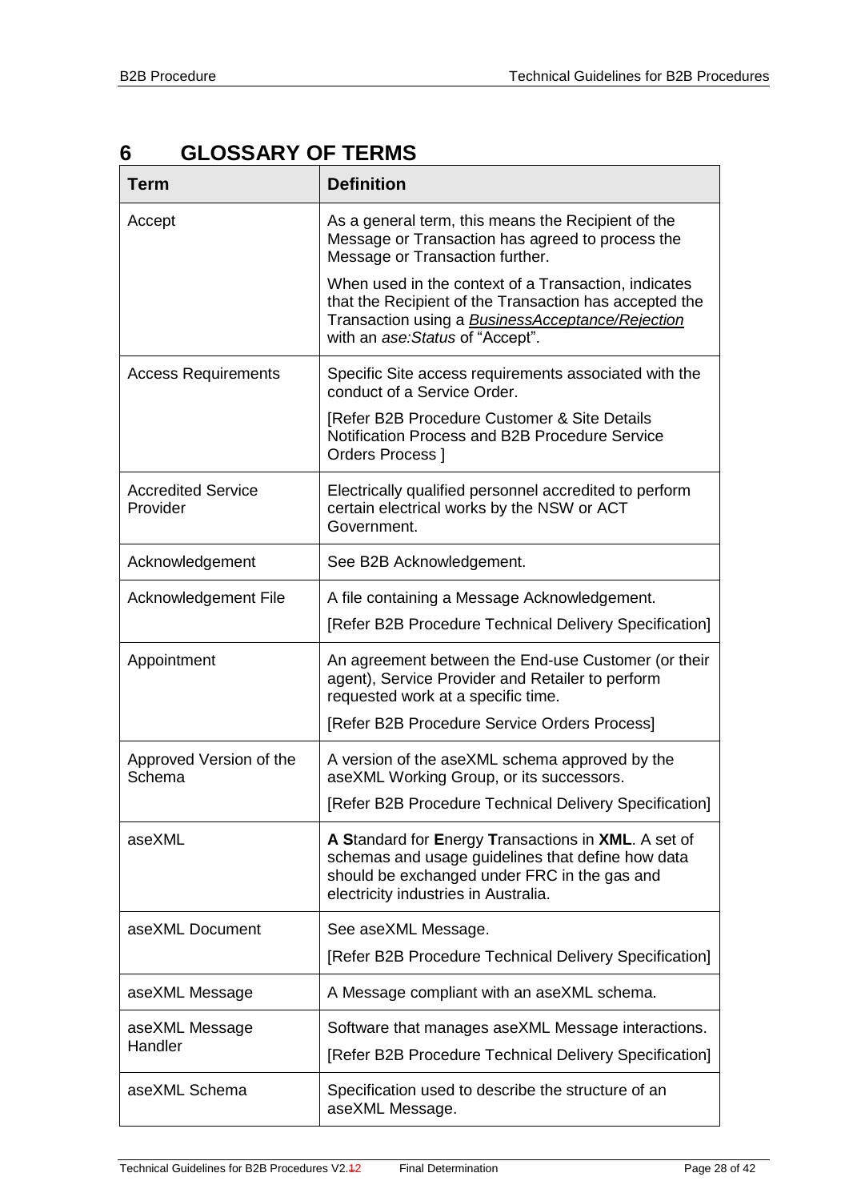# 6 GLOSSARY OF TERMS

| Term | Definition |
| --- | --- |
| Accept | As a general term, this means the Recipient of the Message or Transaction has agreed to process the Message or Transaction further.<br><br>When used in the context of a Transaction, indicates that the Recipient of the Transaction has accepted the Transaction using a ***BusinessAcceptance/Rejection*** with an *ase:Status* of "Accept". |
| Access Requirements | Specific Site access requirements associated with the conduct of a Service Order.<br><br>[Refer B2B Procedure Customer & Site Details Notification Process and B2B Procedure Service Orders Process ] |
| Accredited Service Provider | Electrically qualified personnel accredited to perform certain electrical works by the NSW or ACT Government. |
| Acknowledgement | See B2B Acknowledgement. |
| Acknowledgement File | A file containing a Message Acknowledgement.<br><br>[Refer B2B Procedure Technical Delivery Specification] |
| Appointment | An agreement between the End-use Customer (or their agent), Service Provider and Retailer to perform requested work at a specific time.<br><br>[Refer B2B Procedure Service Orders Process] |
| Approved Version of the Schema | A version of the aseXML schema approved by the aseXML Working Group, or its successors.<br><br>[Refer B2B Procedure Technical Delivery Specification] |
| aseXML | **A S**tandard for **E**nergy **T**ransactions in **XML**. A set of schemas and usage guidelines that define how data should be exchanged under FRC in the gas and electricity industries in Australia. |
| aseXML Document | See aseXML Message.<br><br>[Refer B2B Procedure Technical Delivery Specification] |
| aseXML Message | A Message compliant with an aseXML schema. |
| aseXML Message Handler | Software that manages aseXML Message interactions.<br><br>[Refer B2B Procedure Technical Delivery Specification] |
| aseXML Schema | Specification used to describe the structure of an aseXML Message. |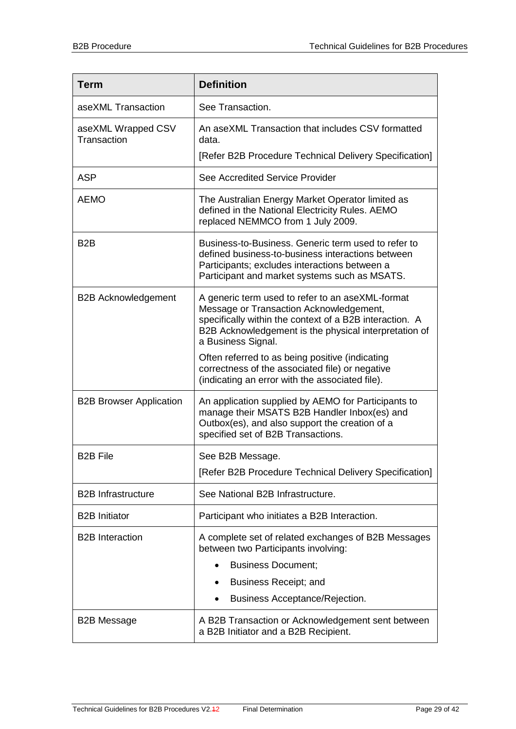| Term | Definition |
| --- | --- |
| aseXML Transaction | See Transaction. |
| aseXML Wrapped CSV Transaction | An aseXML Transaction that includes CSV formatted data.<br>[Refer B2B Procedure Technical Delivery Specification] |
| ASP | See Accredited Service Provider |
| AEMO | The Australian Energy Market Operator limited as defined in the National Electricity Rules. AEMO replaced NEMMCO from 1 July 2009. |
| B2B | Business-to-Business. Generic term used to refer to defined business-to-business interactions between Participants; excludes interactions between a Participant and market systems such as MSATS. |
| B2B Acknowledgement | A generic term used to refer to an aseXML-format Message or Transaction Acknowledgement, specifically within the context of a B2B interaction. A B2B Acknowledgement is the physical interpretation of a Business Signal.<br>Often referred to as being positive (indicating correctness of the associated file) or negative (indicating an error with the associated file). |
| B2B Browser Application | An application supplied by AEMO for Participants to manage their MSATS B2B Handler Inbox(es) and Outbox(es), and also support the creation of a specified set of B2B Transactions. |
| B2B File | See B2B Message.<br>[Refer B2B Procedure Technical Delivery Specification] |
| B2B Infrastructure | See National B2B Infrastructure. |
| B2B Initiator | Participant who initiates a B2B Interaction. |
| B2B Interaction | A complete set of related exchanges of B2B Messages between two Participants involving:<br>• Business Document;<br>• Business Receipt; and<br>• Business Acceptance/Rejection. |
| B2B Message | A B2B Transaction or Acknowledgement sent between a B2B Initiator and a B2B Recipient. |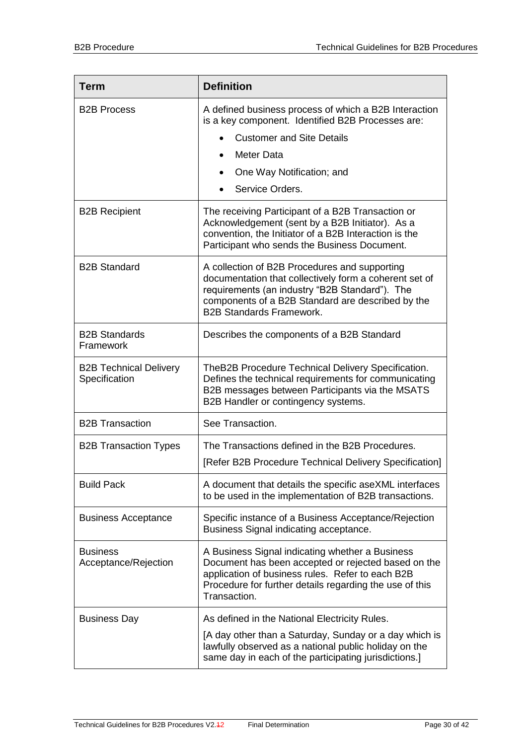| Term | Definition |
|---|---|
| B2B Process | A defined business process of which a B2B Interaction is a key component. Identified B2B Processes are: <br>• Customer and Site Details <br>• Meter Data <br>• One Way Notification; and <br>• Service Orders. |
| B2B Recipient | The receiving Participant of a B2B Transaction or Acknowledgement (sent by a B2B Initiator). As a convention, the Initiator of a B2B Interaction is the Participant who sends the Business Document. |
| B2B Standard | A collection of B2B Procedures and supporting documentation that collectively form a coherent set of requirements (an industry "B2B Standard"). The components of a B2B Standard are described by the B2B Standards Framework. |
| B2B Standards Framework | Describes the components of a B2B Standard |
| B2B Technical Delivery Specification | TheB2B Procedure Technical Delivery Specification. Defines the technical requirements for communicating B2B messages between Participants via the MSATS B2B Handler or contingency systems. |
| B2B Transaction | See Transaction. |
| B2B Transaction Types | The Transactions defined in the B2B Procedures. <br>[Refer B2B Procedure Technical Delivery Specification] |
| Build Pack | A document that details the specific aseXML interfaces to be used in the implementation of B2B transactions. |
| Business Acceptance | Specific instance of a Business Acceptance/Rejection Business Signal indicating acceptance. |
| Business Acceptance/Rejection | A Business Signal indicating whether a Business Document has been accepted or rejected based on the application of business rules. Refer to each B2B Procedure for further details regarding the use of this Transaction. |
| Business Day | As defined in the National Electricity Rules. <br>[A day other than a Saturday, Sunday or a day which is lawfully observed as a national public holiday on the same day in each of the participating jurisdictions.] |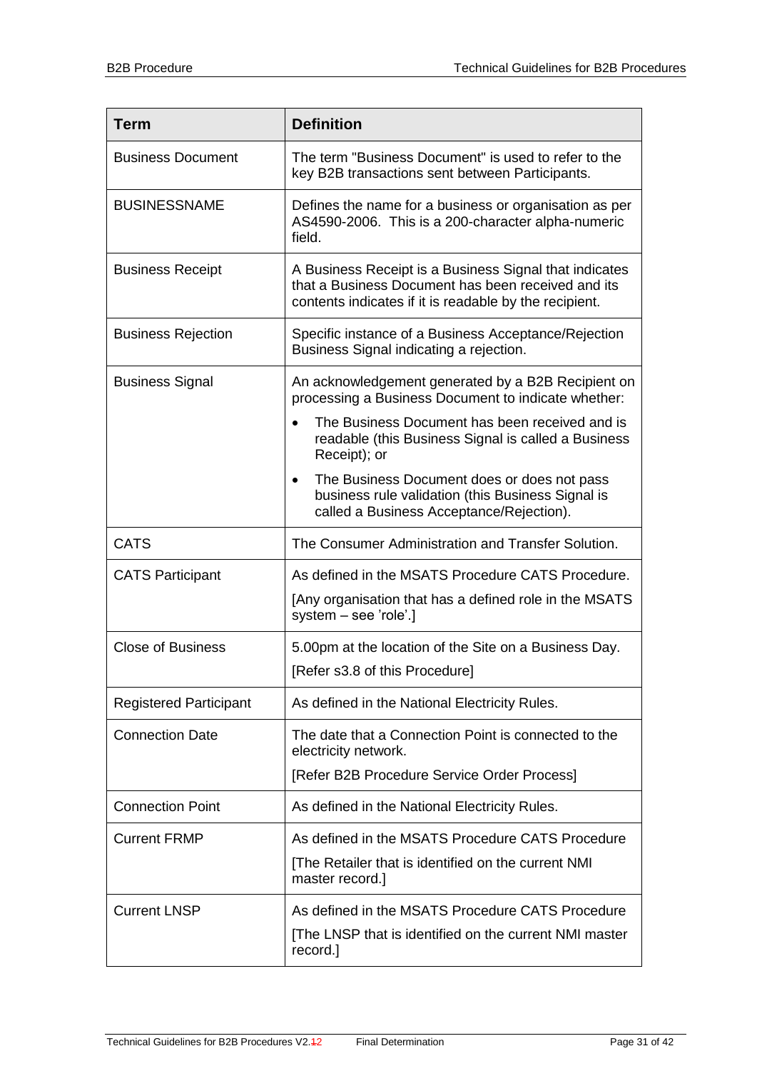| Term | Definition |
| --- | --- |
| Business Document | The term "Business Document" is used to refer to the key B2B transactions sent between Participants. |
| BUSINESSNAME | Defines the name for a business or organisation as per AS4590-2006. This is a 200-character alpha-numeric field. |
| Business Receipt | A Business Receipt is a Business Signal that indicates that a Business Document has been received and its contents indicates if it is readable by the recipient. |
| Business Rejection | Specific instance of a Business Acceptance/Rejection Business Signal indicating a rejection. |
| Business Signal | An acknowledgement generated by a B2B Recipient on processing a Business Document to indicate whether:<br>• The Business Document has been received and is readable (this Business Signal is called a Business Receipt); or<br>• The Business Document does or does not pass business rule validation (this Business Signal is called a Business Acceptance/Rejection). |
| CATS | The Consumer Administration and Transfer Solution. |
| CATS Participant | As defined in the MSATS Procedure CATS Procedure.<br>[Any organisation that has a defined role in the MSATS system – see 'role'.] |
| Close of Business | 5.00pm at the location of the Site on a Business Day.<br>[Refer s3.8 of this Procedure] |
| Registered Participant | As defined in the National Electricity Rules. |
| Connection Date | The date that a Connection Point is connected to the electricity network.<br>[Refer B2B Procedure Service Order Process] |
| Connection Point | As defined in the National Electricity Rules. |
| Current FRMP | As defined in the MSATS Procedure CATS Procedure<br>[The Retailer that is identified on the current NMI master record.] |
| Current LNSP | As defined in the MSATS Procedure CATS Procedure<br>[The LNSP that is identified on the current NMI master record.] |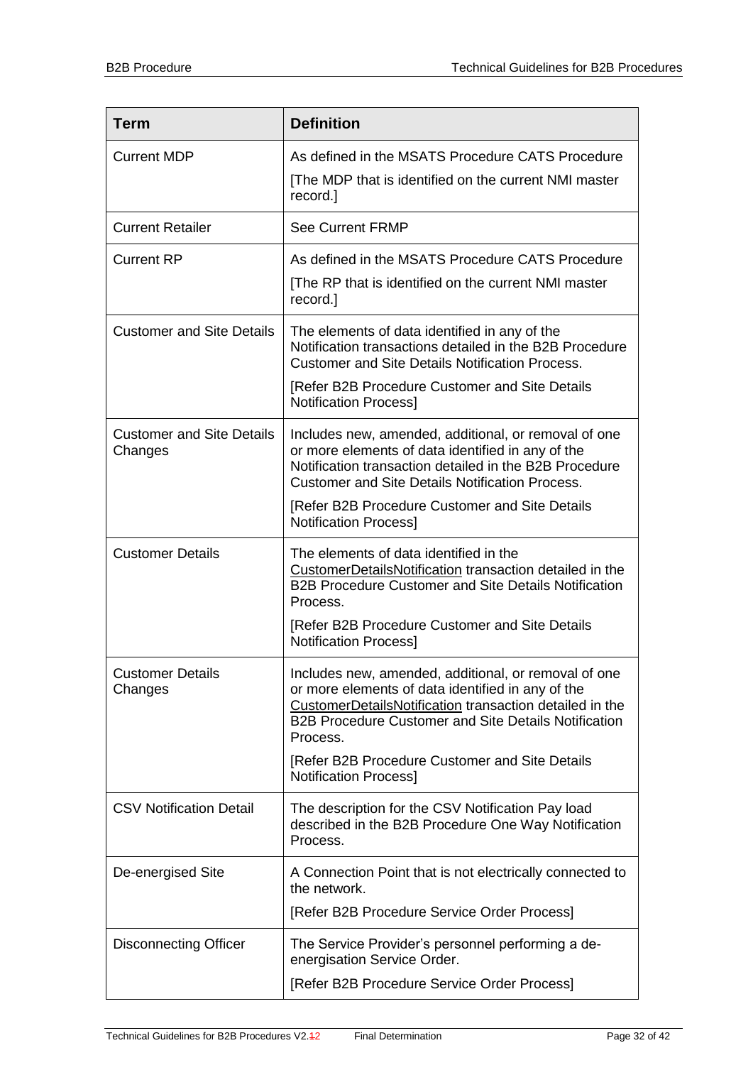| Term | Definition |
|---|---|
| Current MDP | As defined in the MSATS Procedure CATS Procedure<br>[The MDP that is identified on the current NMI master record.] |
| Current Retailer | See Current FRMP |
| Current RP | As defined in the MSATS Procedure CATS Procedure<br>[The RP that is identified on the current NMI master record.] |
| Customer and Site Details | The elements of data identified in any of the Notification transactions detailed in the B2B Procedure Customer and Site Details Notification Process.<br>[Refer B2B Procedure Customer and Site Details Notification Process] |
| Customer and Site Details Changes | Includes new, amended, additional, or removal of one or more elements of data identified in any of the Notification transaction detailed in the B2B Procedure Customer and Site Details Notification Process.<br>[Refer B2B Procedure Customer and Site Details Notification Process] |
| Customer Details | The elements of data identified in the CustomerDetailsNotification transaction detailed in the B2B Procedure Customer and Site Details Notification Process.<br>[Refer B2B Procedure Customer and Site Details Notification Process] |
| Customer Details Changes | Includes new, amended, additional, or removal of one or more elements of data identified in any of the CustomerDetailsNotification transaction detailed in the B2B Procedure Customer and Site Details Notification Process.<br>[Refer B2B Procedure Customer and Site Details Notification Process] |
| CSV Notification Detail | The description for the CSV Notification Pay load described in the B2B Procedure One Way Notification Process. |
| De-energised Site | A Connection Point that is not electrically connected to the network.<br>[Refer B2B Procedure Service Order Process] |
| Disconnecting Officer | The Service Provider's personnel performing a de-energisation Service Order.<br>[Refer B2B Procedure Service Order Process] |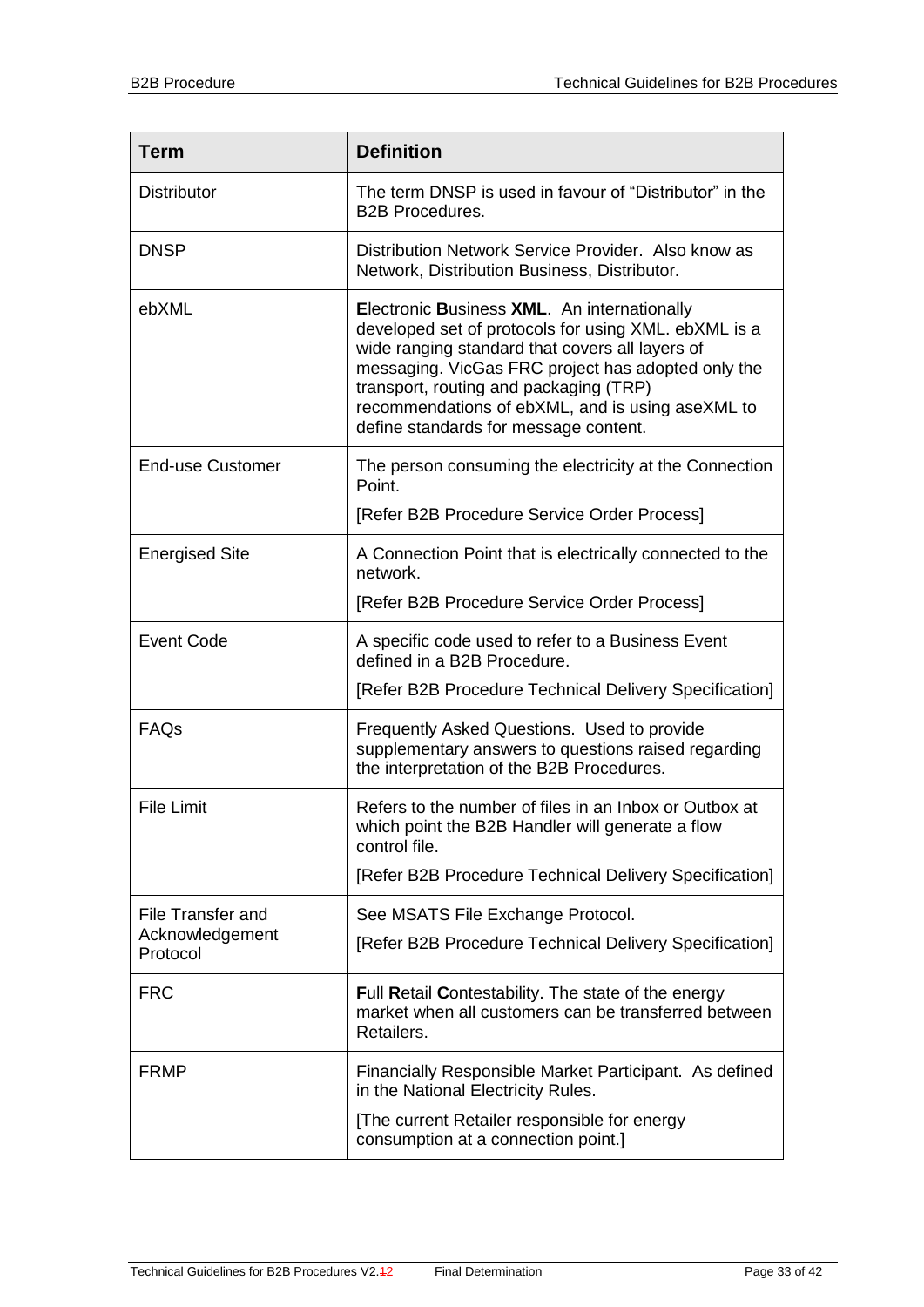| Term | Definition |
| --- | --- |
| Distributor | The term DNSP is used in favour of "Distributor" in the B2B Procedures. |
| DNSP | Distribution Network Service Provider. Also know as Network, Distribution Business, Distributor. |
| ebXML | **E**lectronic **B**usiness **XML**. An internationally developed set of protocols for using XML. ebXML is a wide ranging standard that covers all layers of messaging. VicGas FRC project has adopted only the transport, routing and packaging (TRP) recommendations of ebXML, and is using aseXML to define standards for message content. |
| End-use Customer | The person consuming the electricity at the Connection Point.<br>[Refer B2B Procedure Service Order Process] |
| Energised Site | A Connection Point that is electrically connected to the network.<br>[Refer B2B Procedure Service Order Process] |
| Event Code | A specific code used to refer to a Business Event defined in a B2B Procedure.<br>[Refer B2B Procedure Technical Delivery Specification] |
| FAQs | Frequently Asked Questions. Used to provide supplementary answers to questions raised regarding the interpretation of the B2B Procedures. |
| File Limit | Refers to the number of files in an Inbox or Outbox at which point the B2B Handler will generate a flow control file.<br>[Refer B2B Procedure Technical Delivery Specification] |
| File Transfer and Acknowledgement Protocol | See MSATS File Exchange Protocol.<br>[Refer B2B Procedure Technical Delivery Specification] |
| FRC | **F**ull **R**etail **C**ontestability. The state of the energy market when all customers can be transferred between Retailers. |
| FRMP | Financially Responsible Market Participant. As defined in the National Electricity Rules.<br>[The current Retailer responsible for energy consumption at a connection point.] |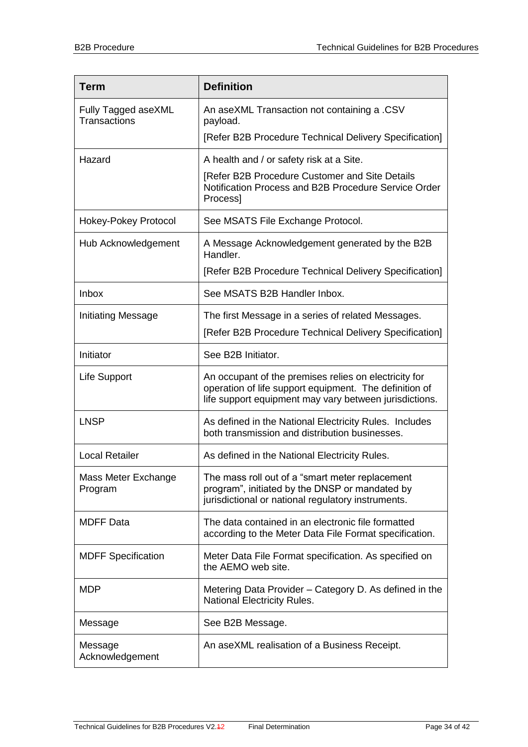| Term | Definition |
| --- | --- |
| Fully Tagged aseXML Transactions | An aseXML Transaction not containing a .CSV payload.<br>[Refer B2B Procedure Technical Delivery Specification] |
| Hazard | A health and / or safety risk at a Site.<br>[Refer B2B Procedure Customer and Site Details Notification Process and B2B Procedure Service Order Process] |
| Hokey-Pokey Protocol | See MSATS File Exchange Protocol. |
| Hub Acknowledgement | A Message Acknowledgement generated by the B2B Handler.<br>[Refer B2B Procedure Technical Delivery Specification] |
| Inbox | See MSATS B2B Handler Inbox. |
| Initiating Message | The first Message in a series of related Messages.<br>[Refer B2B Procedure Technical Delivery Specification] |
| Initiator | See B2B Initiator. |
| Life Support | An occupant of the premises relies on electricity for operation of life support equipment. The definition of life support equipment may vary between jurisdictions. |
| LNSP | As defined in the National Electricity Rules. Includes both transmission and distribution businesses. |
| Local Retailer | As defined in the National Electricity Rules. |
| Mass Meter Exchange Program | The mass roll out of a "smart meter replacement program", initiated by the DNSP or mandated by jurisdictional or national regulatory instruments. |
| MDFF Data | The data contained in an electronic file formatted according to the Meter Data File Format specification. |
| MDFF Specification | Meter Data File Format specification. As specified on the AEMO web site. |
| MDP | Metering Data Provider – Category D. As defined in the National Electricity Rules. |
| Message | See B2B Message. |
| Message Acknowledgement | An aseXML realisation of a Business Receipt. |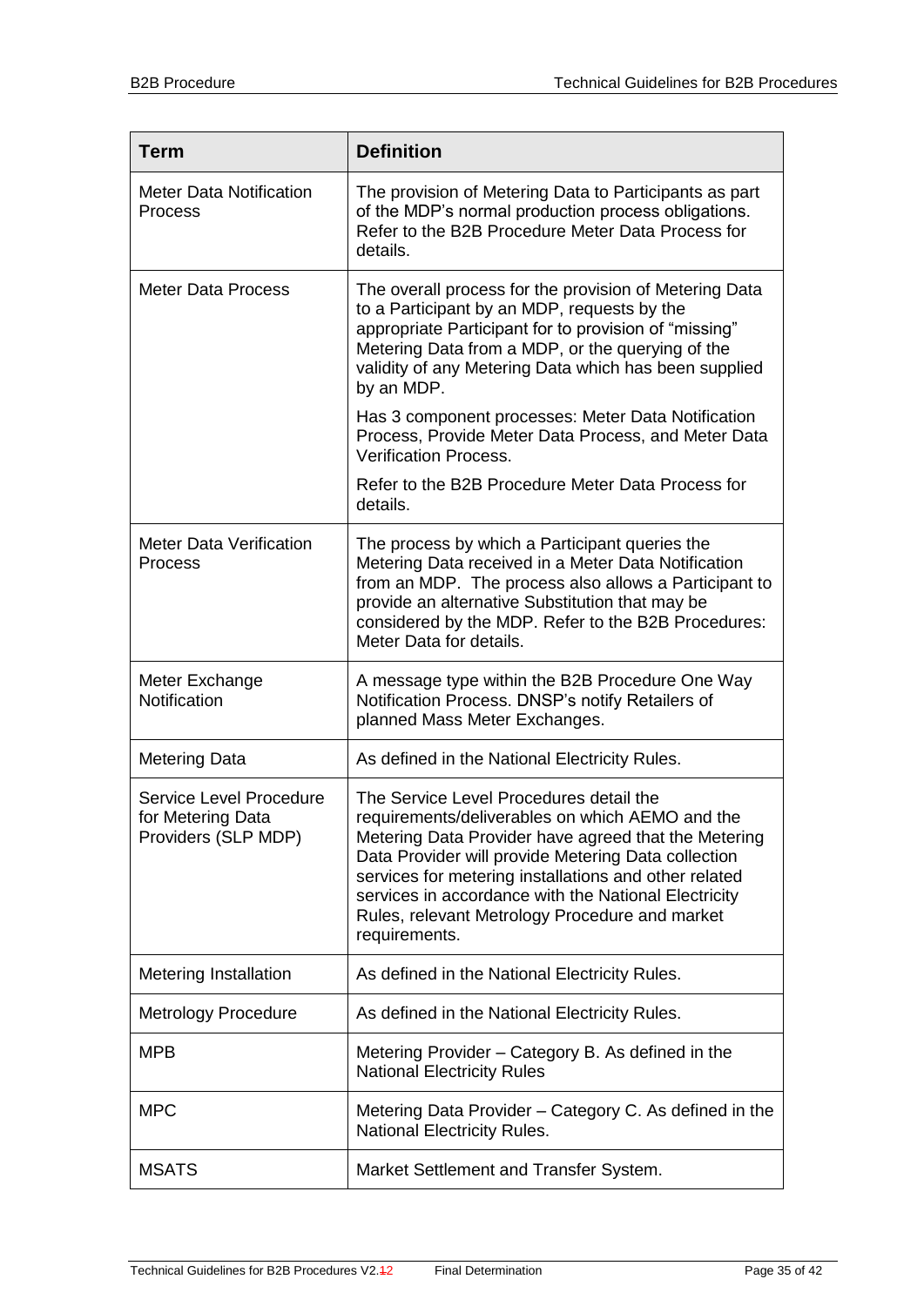| Term | Definition |
| --- | --- |
| Meter Data Notification Process | The provision of Metering Data to Participants as part of the MDP's normal production process obligations. Refer to the B2B Procedure Meter Data Process for details. |
| Meter Data Process | The overall process for the provision of Metering Data to a Participant by an MDP, requests by the appropriate Participant for to provision of "missing" Metering Data from a MDP, or the querying of the validity of any Metering Data which has been supplied by an MDP.<br><br>Has 3 component processes: Meter Data Notification Process, Provide Meter Data Process, and Meter Data Verification Process.<br><br>Refer to the B2B Procedure Meter Data Process for details. |
| Meter Data Verification Process | The process by which a Participant queries the Metering Data received in a Meter Data Notification from an MDP. The process also allows a Participant to provide an alternative Substitution that may be considered by the MDP. Refer to the B2B Procedures: Meter Data for details. |
| Meter Exchange Notification | A message type within the B2B Procedure One Way Notification Process. DNSP's notify Retailers of planned Mass Meter Exchanges. |
| Metering Data | As defined in the National Electricity Rules. |
| Service Level Procedure for Metering Data Providers (SLP MDP) | The Service Level Procedures detail the requirements/deliverables on which AEMO and the Metering Data Provider have agreed that the Metering Data Provider will provide Metering Data collection services for metering installations and other related services in accordance with the National Electricity Rules, relevant Metrology Procedure and market requirements. |
| Metering Installation | As defined in the National Electricity Rules. |
| Metrology Procedure | As defined in the National Electricity Rules. |
| MPB | Metering Provider – Category B. As defined in the National Electricity Rules |
| MPC | Metering Data Provider – Category C. As defined in the National Electricity Rules. |
| MSATS | Market Settlement and Transfer System. |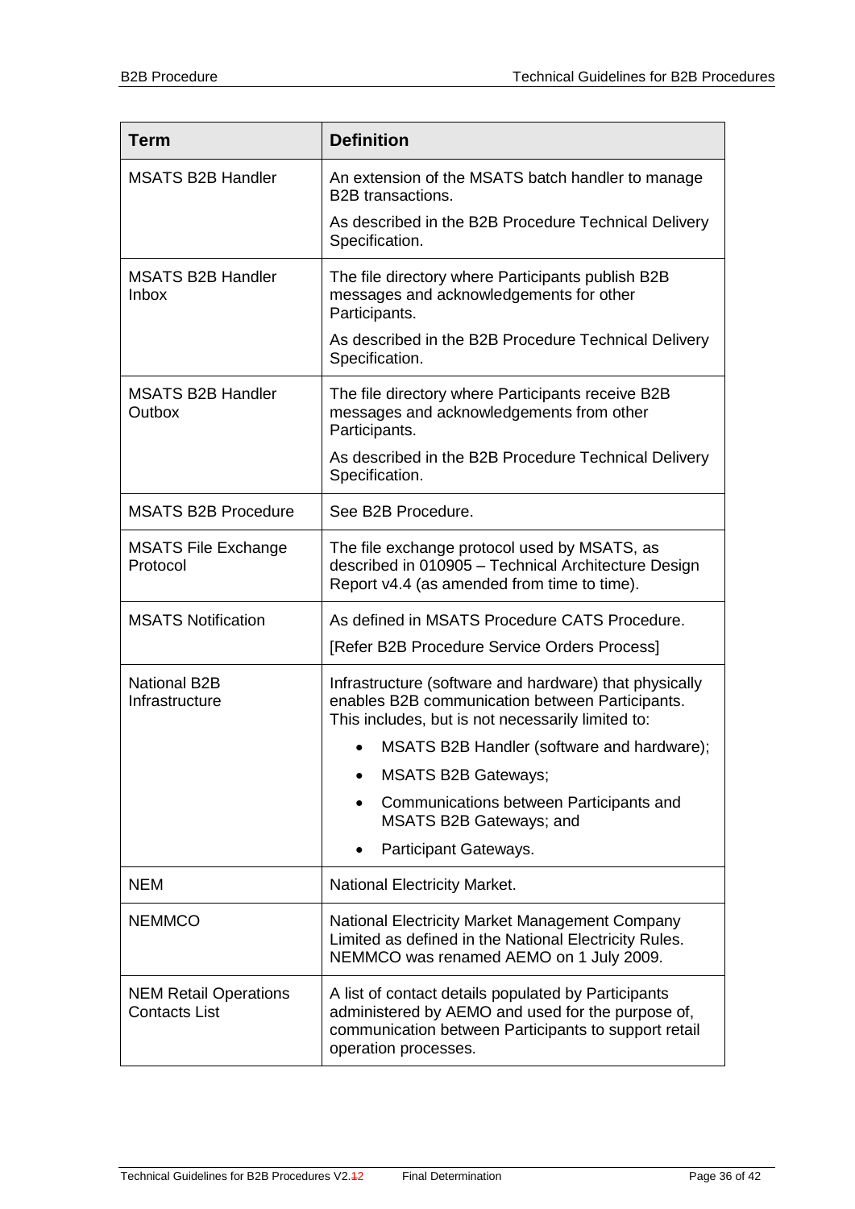| Term | Definition |
|---|---|
| MSATS B2B Handler | An extension of the MSATS batch handler to manage B2B transactions.<br><br>As described in the B2B Procedure Technical Delivery Specification. |
| MSATS B2B Handler Inbox | The file directory where Participants publish B2B messages and acknowledgements for other Participants.<br><br>As described in the B2B Procedure Technical Delivery Specification. |
| MSATS B2B Handler Outbox | The file directory where Participants receive B2B messages and acknowledgements from other Participants.<br><br>As described in the B2B Procedure Technical Delivery Specification. |
| MSATS B2B Procedure | See B2B Procedure. |
| MSATS File Exchange Protocol | The file exchange protocol used by MSATS, as described in 010905 – Technical Architecture Design Report v4.4 (as amended from time to time). |
| MSATS Notification | As defined in MSATS Procedure CATS Procedure.<br><br>[Refer B2B Procedure Service Orders Process] |
| National B2B Infrastructure | Infrastructure (software and hardware) that physically enables B2B communication between Participants. This includes, but is not necessarily limited to:<br><br>• MSATS B2B Handler (software and hardware);<br>• MSATS B2B Gateways;<br>• Communications between Participants and MSATS B2B Gateways; and<br>• Participant Gateways. |
| NEM | National Electricity Market. |
| NEMMCO | National Electricity Market Management Company Limited as defined in the National Electricity Rules. NEMMCO was renamed AEMO on 1 July 2009. |
| NEM Retail Operations Contacts List | A list of contact details populated by Participants administered by AEMO and used for the purpose of, communication between Participants to support retail operation processes. |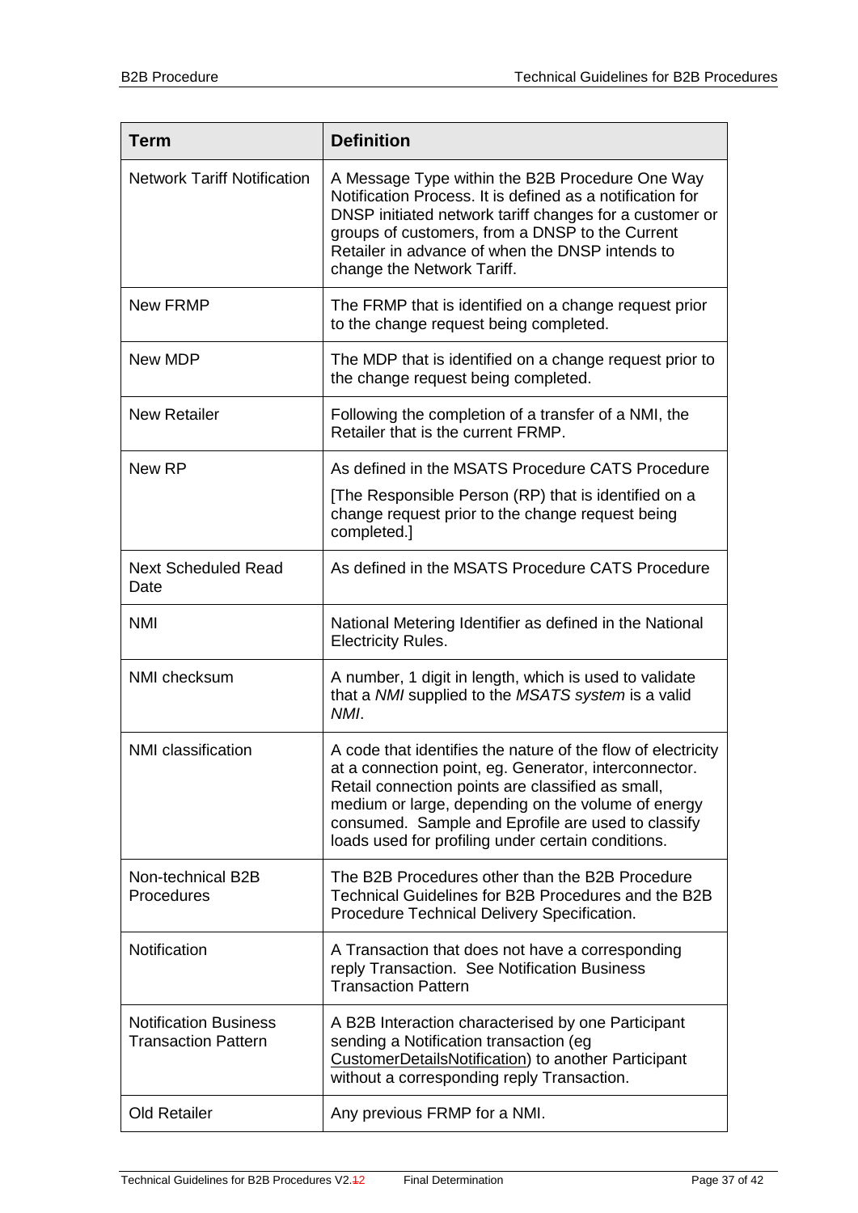| Term | Definition |
|---|---|
| Network Tariff Notification | A Message Type within the B2B Procedure One Way Notification Process. It is defined as a notification for DNSP initiated network tariff changes for a customer or groups of customers, from a DNSP to the Current Retailer in advance of when the DNSP intends to change the Network Tariff. |
| New FRMP | The FRMP that is identified on a change request prior to the change request being completed. |
| New MDP | The MDP that is identified on a change request prior to the change request being completed. |
| New Retailer | Following the completion of a transfer of a NMI, the Retailer that is the current FRMP. |
| New RP | As defined in the MSATS Procedure CATS Procedure<br>[The Responsible Person (RP) that is identified on a change request prior to the change request being completed.] |
| Next Scheduled Read Date | As defined in the MSATS Procedure CATS Procedure |
| NMI | National Metering Identifier as defined in the National Electricity Rules. |
| NMI checksum | A number, 1 digit in length, which is used to validate that a *NMI* supplied to the *MSATS system* is a valid *NMI*. |
| NMI classification | A code that identifies the nature of the flow of electricity at a connection point, eg. Generator, interconnector. Retail connection points are classified as small, medium or large, depending on the volume of energy consumed. Sample and Eprofile are used to classify loads used for profiling under certain conditions. |
| Non-technical B2B Procedures | The B2B Procedures other than the B2B Procedure Technical Guidelines for B2B Procedures and the B2B Procedure Technical Delivery Specification. |
| Notification | A Transaction that does not have a corresponding reply Transaction. See Notification Business Transaction Pattern |
| Notification Business Transaction Pattern | A B2B Interaction characterised by one Participant sending a Notification transaction (eg CustomerDetailsNotification) to another Participant without a corresponding reply Transaction. |
| Old Retailer | Any previous FRMP for a NMI. |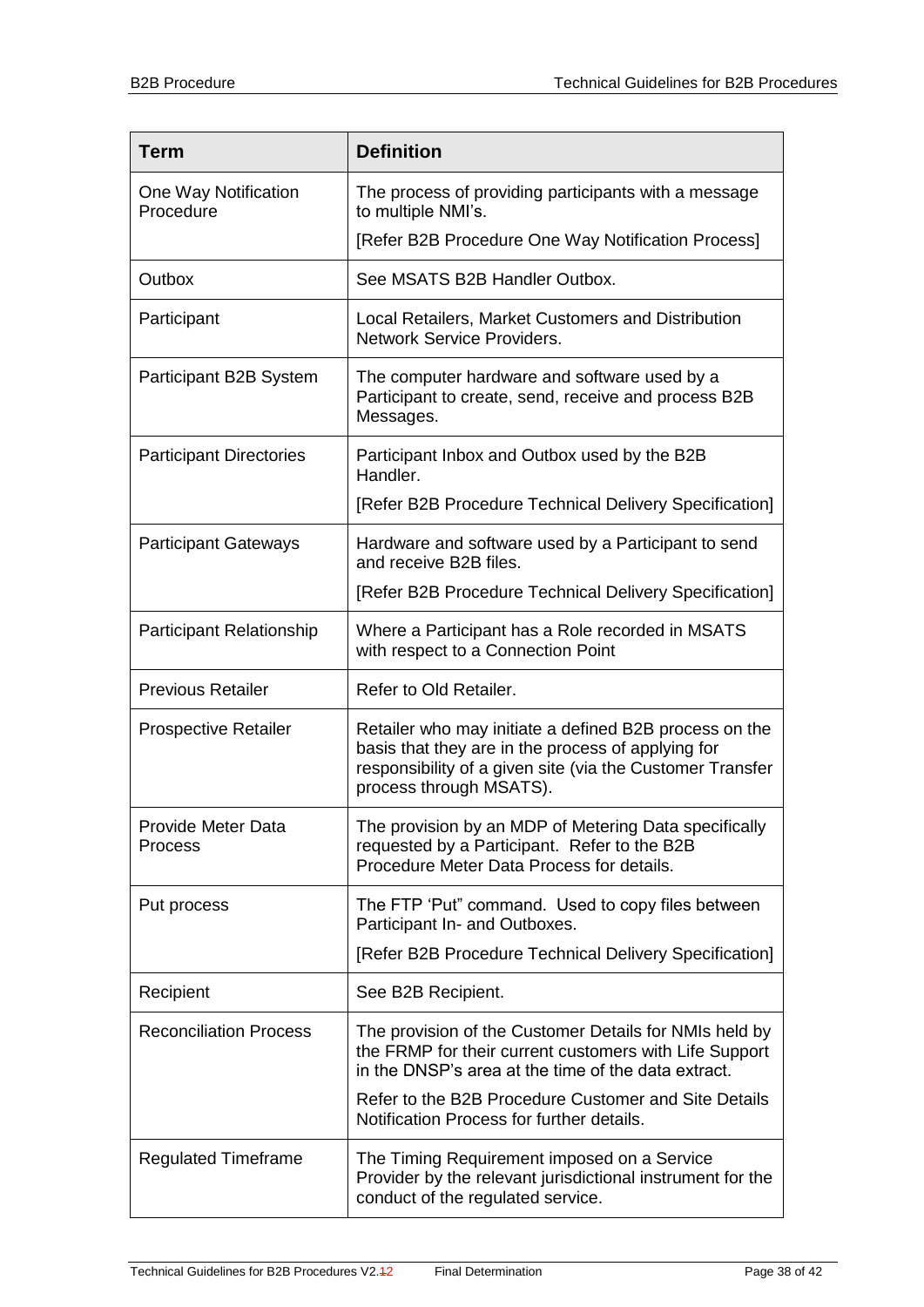| Term | Definition |
| --- | --- |
| One Way Notification Procedure | The process of providing participants with a message to multiple NMI's.<br><br>[Refer B2B Procedure One Way Notification Process] |
| Outbox | See MSATS B2B Handler Outbox. |
| Participant | Local Retailers, Market Customers and Distribution Network Service Providers. |
| Participant B2B System | The computer hardware and software used by a Participant to create, send, receive and process B2B Messages. |
| Participant Directories | Participant Inbox and Outbox used by the B2B Handler.<br><br>[Refer B2B Procedure Technical Delivery Specification] |
| Participant Gateways | Hardware and software used by a Participant to send and receive B2B files.<br><br>[Refer B2B Procedure Technical Delivery Specification] |
| Participant Relationship | Where a Participant has a Role recorded in MSATS with respect to a Connection Point |
| Previous Retailer | Refer to Old Retailer. |
| Prospective Retailer | Retailer who may initiate a defined B2B process on the basis that they are in the process of applying for responsibility of a given site (via the Customer Transfer process through MSATS). |
| Provide Meter Data Process | The provision by an MDP of Metering Data specifically requested by a Participant. Refer to the B2B Procedure Meter Data Process for details. |
| Put process | The FTP 'Put" command. Used to copy files between Participant In- and Outboxes.<br><br>[Refer B2B Procedure Technical Delivery Specification] |
| Recipient | See B2B Recipient. |
| Reconciliation Process | The provision of the Customer Details for NMIs held by the FRMP for their current customers with Life Support in the DNSP's area at the time of the data extract.<br><br>Refer to the B2B Procedure Customer and Site Details Notification Process for further details. |
| Regulated Timeframe | The Timing Requirement imposed on a Service Provider by the relevant jurisdictional instrument for the conduct of the regulated service. |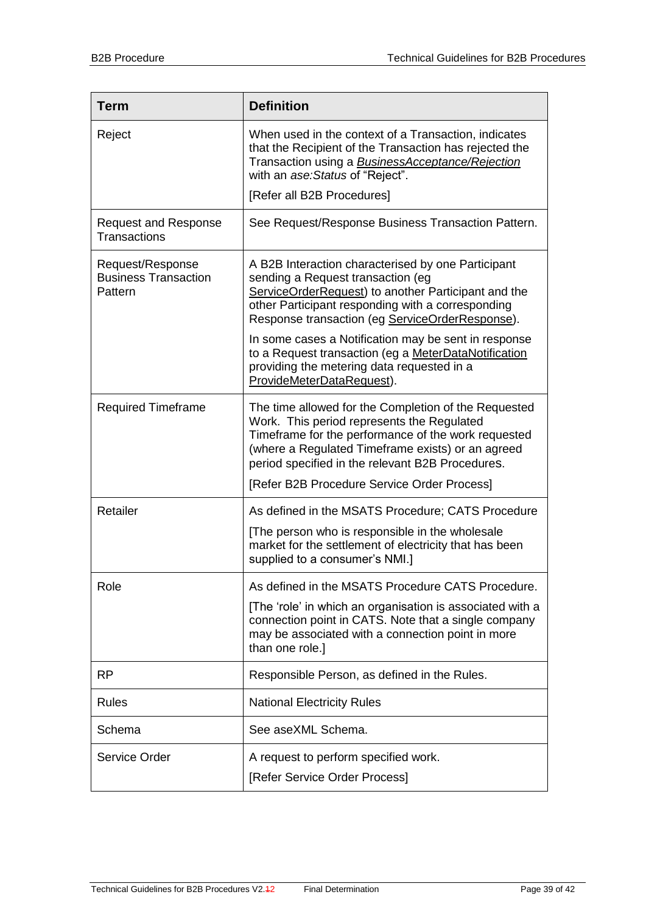| Term | Definition |
|---|---|
| Reject | When used in the context of a Transaction, indicates that the Recipient of the Transaction has rejected the Transaction using a *BusinessAcceptance/Rejection* with an *ase:Status* of "Reject".<br><br>[Refer all B2B Procedures] |
| Request and Response Transactions | See Request/Response Business Transaction Pattern. |
| Request/Response Business Transaction Pattern | A B2B Interaction characterised by one Participant sending a Request transaction (eg ServiceOrderRequest) to another Participant and the other Participant responding with a corresponding Response transaction (eg ServiceOrderResponse).<br><br>In some cases a Notification may be sent in response to a Request transaction (eg a MeterDataNotification providing the metering data requested in a ProvideMeterDataRequest). |
| Required Timeframe | The time allowed for the Completion of the Requested Work. This period represents the Regulated Timeframe for the performance of the work requested (where a Regulated Timeframe exists) or an agreed period specified in the relevant B2B Procedures.<br><br>[Refer B2B Procedure Service Order Process] |
| Retailer | As defined in the MSATS Procedure; CATS Procedure<br><br>[The person who is responsible in the wholesale market for the settlement of electricity that has been supplied to a consumer's NMI.] |
| Role | As defined in the MSATS Procedure CATS Procedure.<br><br>[The 'role' in which an organisation is associated with a connection point in CATS. Note that a single company may be associated with a connection point in more than one role.] |
| RP | Responsible Person, as defined in the Rules. |
| Rules | National Electricity Rules |
| Schema | See aseXML Schema. |
| Service Order | A request to perform specified work.<br><br>[Refer Service Order Process] |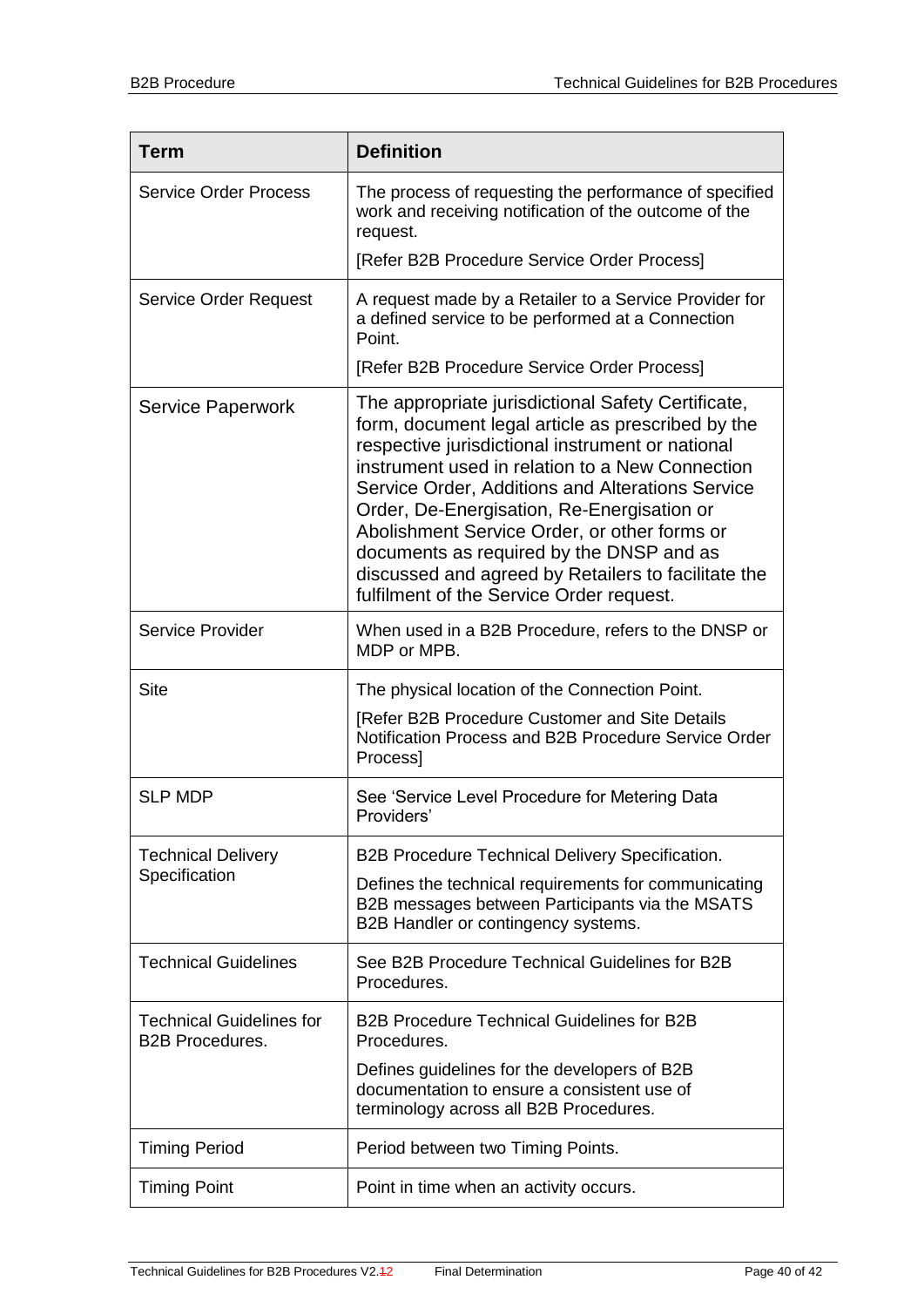| Term | Definition |
| --- | --- |
| Service Order Process | The process of requesting the performance of specified work and receiving notification of the outcome of the request.<br><br>[Refer B2B Procedure Service Order Process] |
| Service Order Request | A request made by a Retailer to a Service Provider for a defined service to be performed at a Connection Point.<br><br>[Refer B2B Procedure Service Order Process] |
| Service Paperwork | The appropriate jurisdictional Safety Certificate, form, document legal article as prescribed by the respective jurisdictional instrument or national instrument used in relation to a New Connection Service Order, Additions and Alterations Service Order, De-Energisation, Re-Energisation or Abolishment Service Order, or other forms or documents as required by the DNSP and as discussed and agreed by Retailers to facilitate the fulfilment of the Service Order request. |
| Service Provider | When used in a B2B Procedure, refers to the DNSP or MDP or MPB. |
| Site | The physical location of the Connection Point.<br><br>[Refer B2B Procedure Customer and Site Details Notification Process and B2B Procedure Service Order Process] |
| SLP MDP | See 'Service Level Procedure for Metering Data Providers' |
| Technical Delivery Specification | B2B Procedure Technical Delivery Specification.<br><br>Defines the technical requirements for communicating B2B messages between Participants via the MSATS B2B Handler or contingency systems. |
| Technical Guidelines | See B2B Procedure Technical Guidelines for B2B Procedures. |
| Technical Guidelines for B2B Procedures. | B2B Procedure Technical Guidelines for B2B Procedures.<br><br>Defines guidelines for the developers of B2B documentation to ensure a consistent use of terminology across all B2B Procedures. |
| Timing Period | Period between two Timing Points. |
| Timing Point | Point in time when an activity occurs. |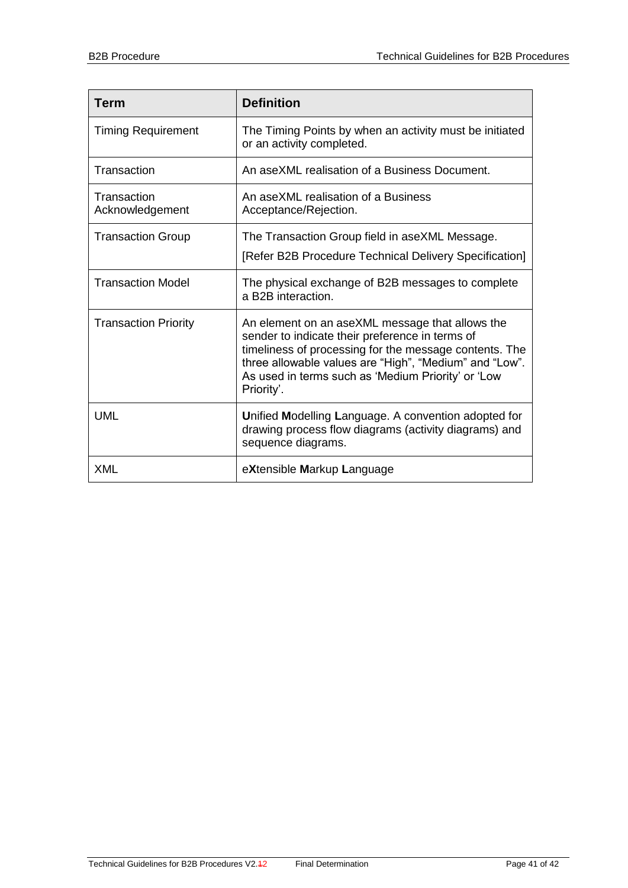| Term | Definition |
|---|---|
| Timing Requirement | The Timing Points by when an activity must be initiated or an activity completed. |
| Transaction | An aseXML realisation of a Business Document. |
| Transaction Acknowledgement | An aseXML realisation of a Business Acceptance/Rejection. |
| Transaction Group | The Transaction Group field in aseXML Message.<br>[Refer B2B Procedure Technical Delivery Specification] |
| Transaction Model | The physical exchange of B2B messages to complete a B2B interaction. |
| Transaction Priority | An element on an aseXML message that allows the sender to indicate their preference in terms of timeliness of processing for the message contents. The three allowable values are “High”, “Medium” and “Low”. As used in terms such as ‘Medium Priority’ or ‘Low Priority’. |
| UML | **U**nified **M**odelling **L**anguage. A convention adopted for drawing process flow diagrams (activity diagrams) and sequence diagrams. |
| XML | e**X**tensible **M**arkup **L**anguage |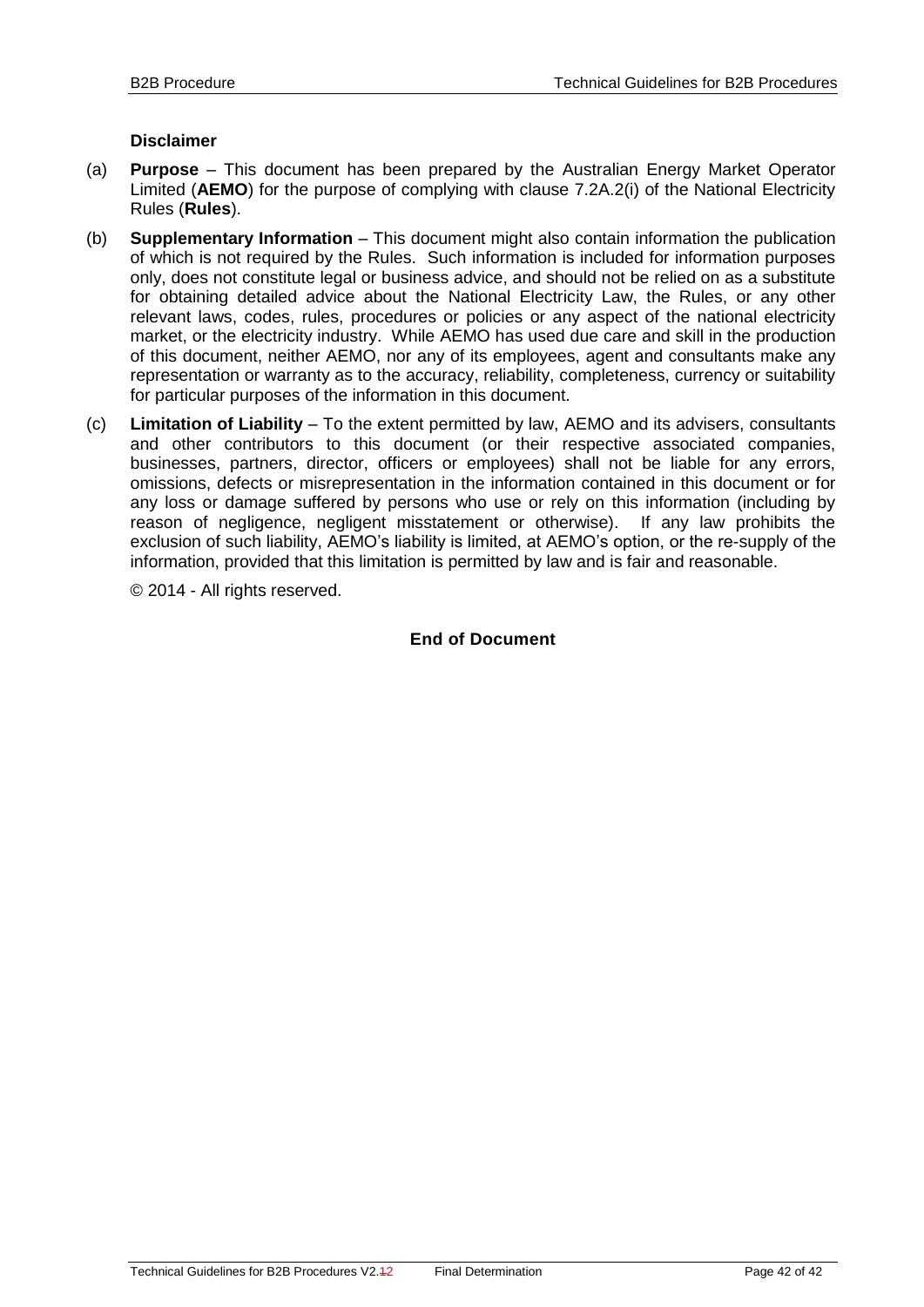**Disclaimer**

(a) **Purpose** – This document has been prepared by the Australian Energy Market Operator Limited (**AEMO**) for the purpose of complying with clause 7.2A.2(i) of the National Electricity Rules (**Rules**).

(b) **Supplementary Information** – This document might also contain information the publication of which is not required by the Rules. Such information is included for information purposes only, does not constitute legal or business advice, and should not be relied on as a substitute for obtaining detailed advice about the National Electricity Law, the Rules, or any other relevant laws, codes, rules, procedures or policies or any aspect of the national electricity market, or the electricity industry. While AEMO has used due care and skill in the production of this document, neither AEMO, nor any of its employees, agent and consultants make any representation or warranty as to the accuracy, reliability, completeness, currency or suitability for particular purposes of the information in this document.

(c) **Limitation of Liability** – To the extent permitted by law, AEMO and its advisers, consultants and other contributors to this document (or their respective associated companies, businesses, partners, director, officers or employees) shall not be liable for any errors, omissions, defects or misrepresentation in the information contained in this document or for any loss or damage suffered by persons who use or rely on this information (including by reason of negligence, negligent misstatement or otherwise). If any law prohibits the exclusion of such liability, AEMO's liability is limited, at AEMO's option, or the re-supply of the information, provided that this limitation is permitted by law and is fair and reasonable.

© 2014 - All rights reserved.

**End of Document**